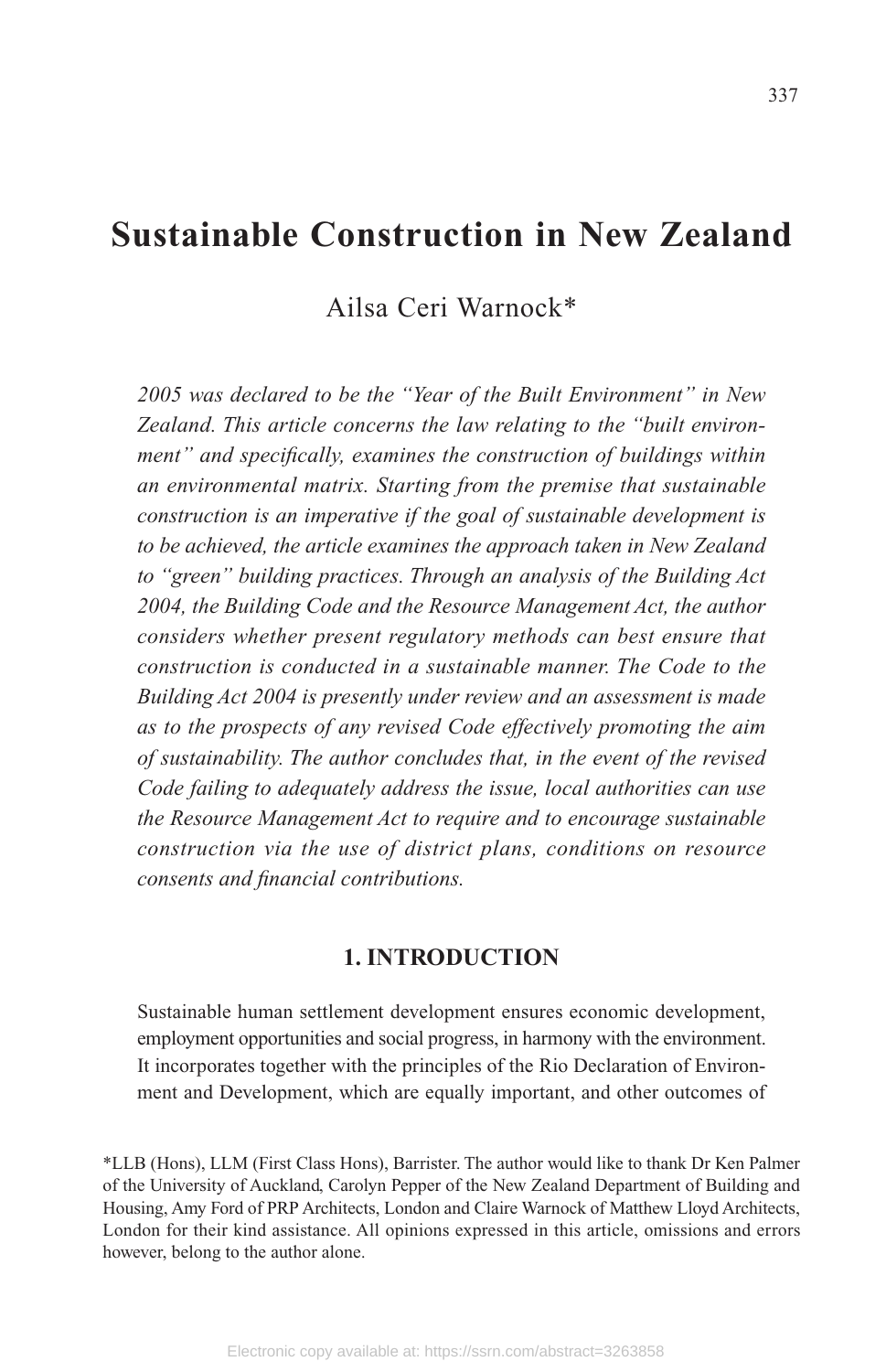# Sustainable Construction in New Zealand

Ailsa Ceri Warnock*

*2005 was declared to be the "Year of the Built Environment" in New Zealand. This article concerns the law relating to the "built environment" and specifically, examines the construction of buildings within an environmental matrix. Starting from the premise that sustainable construction is an imperative if the goal of sustainable development is to be achieved, the article examines the approach taken in New Zealand to "green" building practices. Through an analysis of the Building Act 2004, the Building Code and the Resource Management Act, the author considers whether present regulatory methods can best ensure that construction is conducted in a sustainable manner. The Code to the Building Act 2004 is presently under review and an assessment is made as to the prospects of any revised Code effectively promoting the aim of sustainability. The author concludes that, in the event of the revised Code failing to adequately address the issue, local authorities can use the Resource Management Act to require and to encourage sustainable construction via the use of district plans, conditions on resource consents and financial contributions.*

## 1. INTRODUCTION

Sustainable human settlement development ensures economic development, employment opportunities and social progress, in harmony with the environment. It incorporates together with the principles of the Rio Declaration of Environment and Development, which are equally important, and other outcomes of

*LLB (Hons), LLM (First Class Hons), Barrister. The author would like to thank Dr Ken Palmer of the University of Auckland, Carolyn Pepper of the New Zealand Department of Building and Housing, Amy Ford of PRP Architects, London and Claire Warnock of Matthew Lloyd Architects, London for their kind assistance. All opinions expressed in this article, omissions and errors however, belong to the author alone.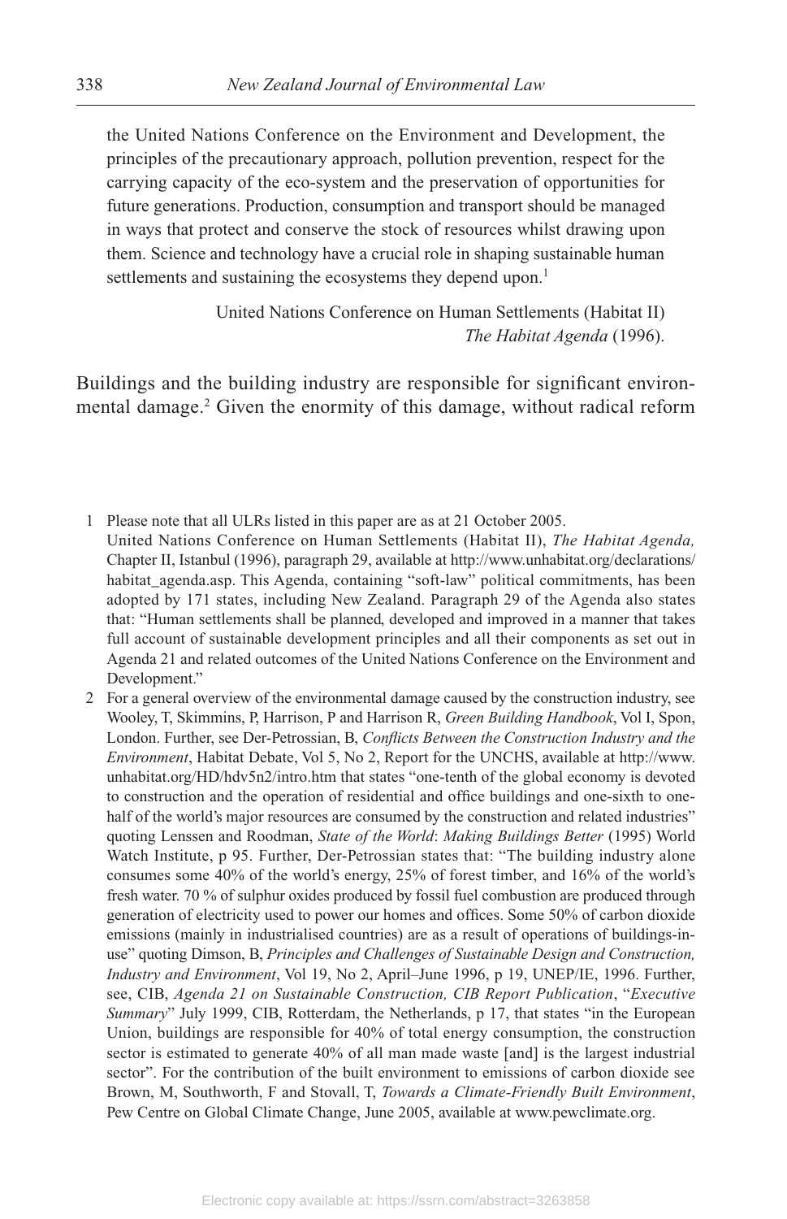> the United Nations Conference on the Environment and Development, the principles of the precautionary approach, pollution prevention, respect for the carrying capacity of the eco-system and the preservation of opportunities for future generations. Production, consumption and transport should be managed in ways that protect and conserve the stock of resources whilst drawing upon them. Science and technology have a crucial role in shaping sustainable human settlements and sustaining the ecosystems they depend upon.[1]
>
> United Nations Conference on Human Settlements (Habitat II) *The Habitat Agenda* (1996).

Buildings and the building industry are responsible for significant environmental damage.[2] Given the enormity of this damage, without radical reform

---

1 Please note that all ULRs listed in this paper are as at 21 October 2005.
United Nations Conference on Human Settlements (Habitat II), *The Habitat Agenda,* Chapter II, Istanbul (1996), paragraph 29, available at http://www.unhabitat.org/declarations/habitat_agenda.asp. This Agenda, containing "soft-law" political commitments, has been adopted by 171 states, including New Zealand. Paragraph 29 of the Agenda also states that: "Human settlements shall be planned, developed and improved in a manner that takes full account of sustainable development principles and all their components as set out in Agenda 21 and related outcomes of the United Nations Conference on the Environment and Development."

2 For a general overview of the environmental damage caused by the construction industry, see Wooley, T, Skimmins, P, Harrison, P and Harrison R, *Green Building Handbook*, Vol I, Spon, London. Further, see Der-Petrossian, B, *Conflicts Between the Construction Industry and the Environment*, Habitat Debate, Vol 5, No 2, Report for the UNCHS, available at http://www.unhabitat.org/HD/hdv5n2/intro.htm that states "one-tenth of the global economy is devoted to construction and the operation of residential and office buildings and one-sixth to one-half of the world's major resources are consumed by the construction and related industries" quoting Lenssen and Roodman, *State of the World*: *Making Buildings Better* (1995) World Watch Institute, p 95. Further, Der-Petrossian states that: "The building industry alone consumes some 40% of the world's energy, 25% of forest timber, and 16% of the world's fresh water. 70 % of sulphur oxides produced by fossil fuel combustion are produced through generation of electricity used to power our homes and offices. Some 50% of carbon dioxide emissions (mainly in industrialised countries) are as a result of operations of buildings-in-use" quoting Dimson, B, *Principles and Challenges of Sustainable Design and Construction, Industry and Environment*, Vol 19, No 2, April–June 1996, p 19, UNEP/IE, 1996. Further, see, CIB, *Agenda 21 on Sustainable Construction, CIB Report Publication*, "*Executive Summary*" July 1999, CIB, Rotterdam, the Netherlands, p 17, that states "in the European Union, buildings are responsible for 40% of total energy consumption, the construction sector is estimated to generate 40% of all man made waste [and] is the largest industrial sector". For the contribution of the built environment to emissions of carbon dioxide see Brown, M, Southworth, F and Stovall, T, *Towards a Climate-Friendly Built Environment*, Pew Centre on Global Climate Change, June 2005, available at www.pewclimate.org.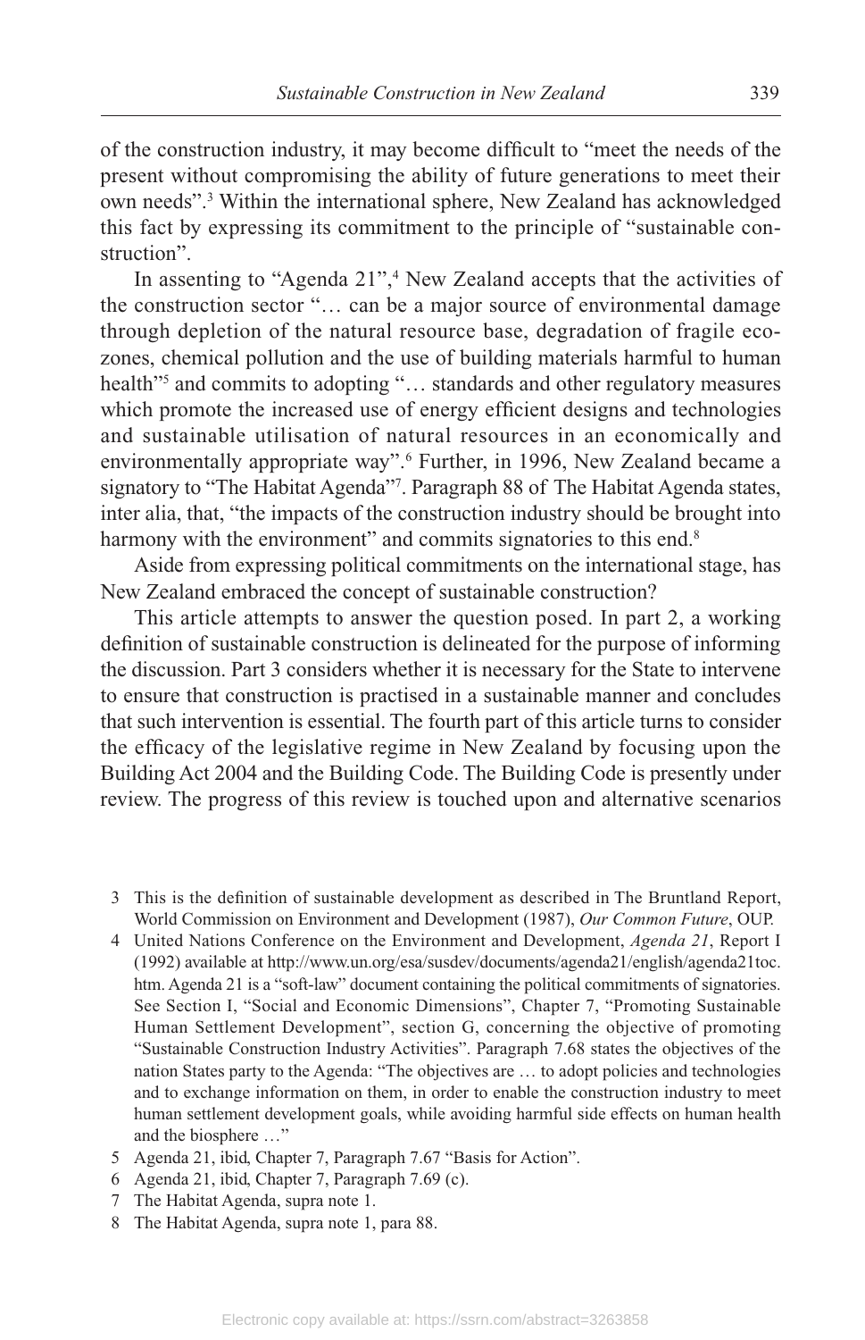of the construction industry, it may become difficult to "meet the needs of the present without compromising the ability of future generations to meet their own needs".[3] Within the international sphere, New Zealand has acknowledged this fact by expressing its commitment to the principle of "sustainable construction".

In assenting to "Agenda 21",[4] New Zealand accepts that the activities of the construction sector "… can be a major source of environmental damage through depletion of the natural resource base, degradation of fragile eco-zones, chemical pollution and the use of building materials harmful to human health"[5] and commits to adopting "… standards and other regulatory measures which promote the increased use of energy efficient designs and technologies and sustainable utilisation of natural resources in an economically and environmentally appropriate way".[6] Further, in 1996, New Zealand became a signatory to "The Habitat Agenda"[7]. Paragraph 88 of The Habitat Agenda states, inter alia, that, "the impacts of the construction industry should be brought into harmony with the environment" and commits signatories to this end.[8]

Aside from expressing political commitments on the international stage, has New Zealand embraced the concept of sustainable construction?

This article attempts to answer the question posed. In part 2, a working definition of sustainable construction is delineated for the purpose of informing the discussion. Part 3 considers whether it is necessary for the State to intervene to ensure that construction is practised in a sustainable manner and concludes that such intervention is essential. The fourth part of this article turns to consider the efficacy of the legislative regime in New Zealand by focusing upon the Building Act 2004 and the Building Code. The Building Code is presently under review. The progress of this review is touched upon and alternative scenarios

3 This is the definition of sustainable development as described in The Bruntland Report, World Commission on Environment and Development (1987), *Our Common Future*, OUP.

4 United Nations Conference on the Environment and Development, *Agenda 21*, Report I (1992) available at http://www.un.org/esa/susdev/documents/agenda21/english/agenda21toc.htm. Agenda 21 is a "soft-law" document containing the political commitments of signatories. See Section I, "Social and Economic Dimensions", Chapter 7, "Promoting Sustainable Human Settlement Development", section G, concerning the objective of promoting "Sustainable Construction Industry Activities". Paragraph 7.68 states the objectives of the nation States party to the Agenda: "The objectives are … to adopt policies and technologies and to exchange information on them, in order to enable the construction industry to meet human settlement development goals, while avoiding harmful side effects on human health and the biosphere …"

5 Agenda 21, ibid, Chapter 7, Paragraph 7.67 "Basis for Action".

6 Agenda 21, ibid, Chapter 7, Paragraph 7.69 (c).

7 The Habitat Agenda, supra note 1.

8 The Habitat Agenda, supra note 1, para 88.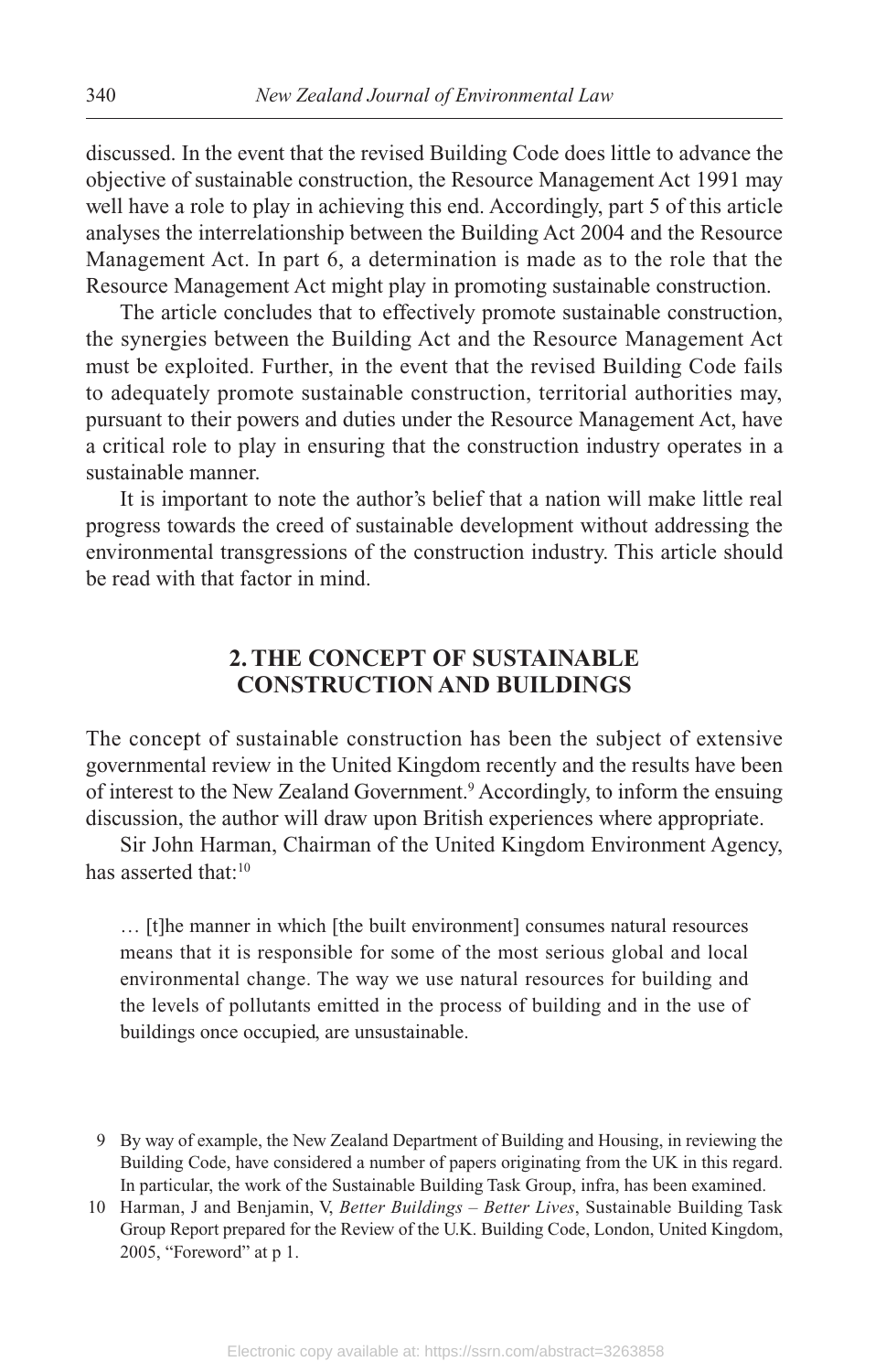discussed. In the event that the revised Building Code does little to advance the objective of sustainable construction, the Resource Management Act 1991 may well have a role to play in achieving this end. Accordingly, part 5 of this article analyses the interrelationship between the Building Act 2004 and the Resource Management Act. In part 6, a determination is made as to the role that the Resource Management Act might play in promoting sustainable construction.

The article concludes that to effectively promote sustainable construction, the synergies between the Building Act and the Resource Management Act must be exploited. Further, in the event that the revised Building Code fails to adequately promote sustainable construction, territorial authorities may, pursuant to their powers and duties under the Resource Management Act, have a critical role to play in ensuring that the construction industry operates in a sustainable manner.

It is important to note the author's belief that a nation will make little real progress towards the creed of sustainable development without addressing the environmental transgressions of the construction industry. This article should be read with that factor in mind.

## 2. THE CONCEPT OF SUSTAINABLE CONSTRUCTION AND BUILDINGS

The concept of sustainable construction has been the subject of extensive governmental review in the United Kingdom recently and the results have been of interest to the New Zealand Government.[9] Accordingly, to inform the ensuing discussion, the author will draw upon British experiences where appropriate.

Sir John Harman, Chairman of the United Kingdom Environment Agency, has asserted that:[10]

> … [t]he manner in which [the built environment] consumes natural resources means that it is responsible for some of the most serious global and local environmental change. The way we use natural resources for building and the levels of pollutants emitted in the process of building and in the use of buildings once occupied, are unsustainable.

---

9 By way of example, the New Zealand Department of Building and Housing, in reviewing the Building Code, have considered a number of papers originating from the UK in this regard. In particular, the work of the Sustainable Building Task Group, infra, has been examined.

10 Harman, J and Benjamin, V, *Better Buildings – Better Lives*, Sustainable Building Task Group Report prepared for the Review of the U.K. Building Code, London, United Kingdom, 2005, "Foreword" at p 1.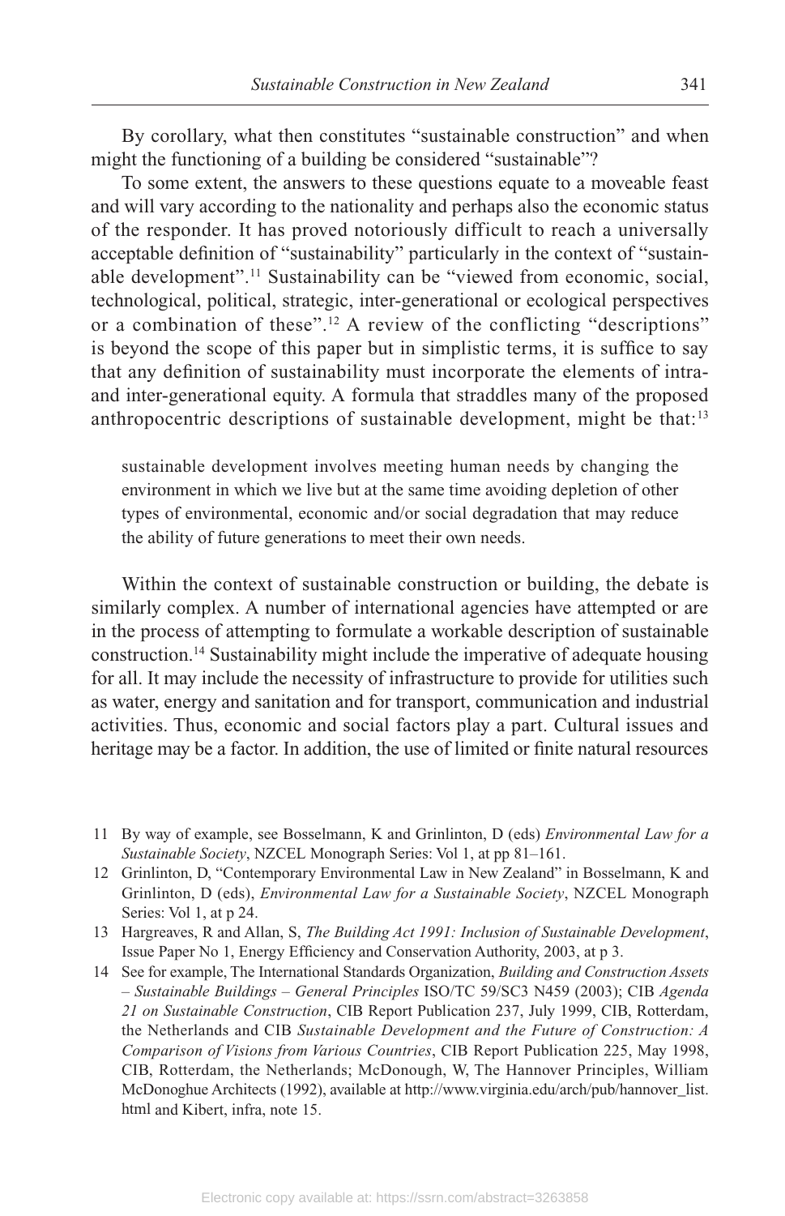By corollary, what then constitutes "sustainable construction" and when might the functioning of a building be considered "sustainable"?

To some extent, the answers to these questions equate to a moveable feast and will vary according to the nationality and perhaps also the economic status of the responder. It has proved notoriously difficult to reach a universally acceptable definition of "sustainability" particularly in the context of "sustainable development".[11] Sustainability can be "viewed from economic, social, technological, political, strategic, inter-generational or ecological perspectives or a combination of these".[12] A review of the conflicting "descriptions" is beyond the scope of this paper but in simplistic terms, it is suffice to say that any definition of sustainability must incorporate the elements of intra- and inter-generational equity. A formula that straddles many of the proposed anthropocentric descriptions of sustainable development, might be that:[13]

> sustainable development involves meeting human needs by changing the environment in which we live but at the same time avoiding depletion of other types of environmental, economic and/or social degradation that may reduce the ability of future generations to meet their own needs.

Within the context of sustainable construction or building, the debate is similarly complex. A number of international agencies have attempted or are in the process of attempting to formulate a workable description of sustainable construction.[14] Sustainability might include the imperative of adequate housing for all. It may include the necessity of infrastructure to provide for utilities such as water, energy and sanitation and for transport, communication and industrial activities. Thus, economic and social factors play a part. Cultural issues and heritage may be a factor. In addition, the use of limited or finite natural resources

11 By way of example, see Bosselmann, K and Grinlinton, D (eds) *Environmental Law for a Sustainable Society*, NZCEL Monograph Series: Vol 1, at pp 81–161.

12 Grinlinton, D, "Contemporary Environmental Law in New Zealand" in Bosselmann, K and Grinlinton, D (eds), *Environmental Law for a Sustainable Society*, NZCEL Monograph Series: Vol 1, at p 24.

13 Hargreaves, R and Allan, S, *The Building Act 1991: Inclusion of Sustainable Development*, Issue Paper No 1, Energy Efficiency and Conservation Authority, 2003, at p 3.

14 See for example, The International Standards Organization, *Building and Construction Assets – Sustainable Buildings – General Principles* ISO/TC 59/SC3 N459 (2003); CIB *Agenda 21 on Sustainable Construction*, CIB Report Publication 237, July 1999, CIB, Rotterdam, the Netherlands and CIB *Sustainable Development and the Future of Construction: A Comparison of Visions from Various Countries*, CIB Report Publication 225, May 1998, CIB, Rotterdam, the Netherlands; McDonough, W, The Hannover Principles, William McDonoghue Architects (1992), available at http://www.virginia.edu/arch/pub/hannover_list.html and Kibert, infra, note 15.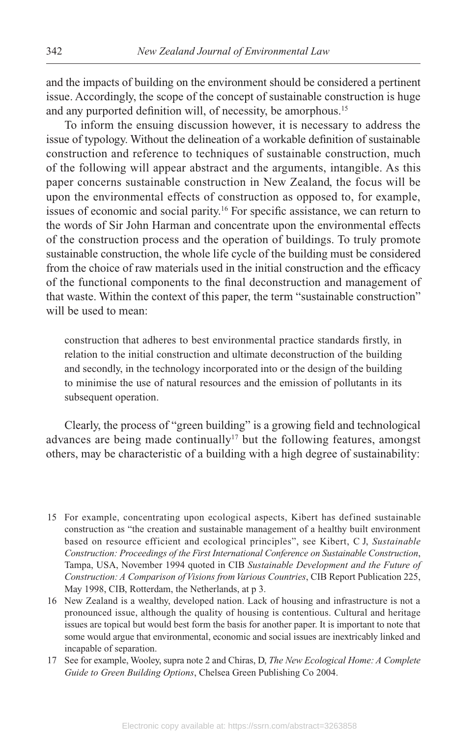and the impacts of building on the environment should be considered a pertinent issue. Accordingly, the scope of the concept of sustainable construction is huge and any purported definition will, of necessity, be amorphous.[15]

To inform the ensuing discussion however, it is necessary to address the issue of typology. Without the delineation of a workable definition of sustainable construction and reference to techniques of sustainable construction, much of the following will appear abstract and the arguments, intangible. As this paper concerns sustainable construction in New Zealand, the focus will be upon the environmental effects of construction as opposed to, for example, issues of economic and social parity.[16] For specific assistance, we can return to the words of Sir John Harman and concentrate upon the environmental effects of the construction process and the operation of buildings. To truly promote sustainable construction, the whole life cycle of the building must be considered from the choice of raw materials used in the initial construction and the efficacy of the functional components to the final deconstruction and management of that waste. Within the context of this paper, the term "sustainable construction" will be used to mean:

> construction that adheres to best environmental practice standards firstly, in relation to the initial construction and ultimate deconstruction of the building and secondly, in the technology incorporated into or the design of the building to minimise the use of natural resources and the emission of pollutants in its subsequent operation.

Clearly, the process of "green building" is a growing field and technological advances are being made continually[17] but the following features, amongst others, may be characteristic of a building with a high degree of sustainability:

---

15 For example, concentrating upon ecological aspects, Kibert has defined sustainable construction as "the creation and sustainable management of a healthy built environment based on resource efficient and ecological principles", see Kibert, C J, *Sustainable Construction: Proceedings of the First International Conference on Sustainable Construction*, Tampa, USA, November 1994 quoted in CIB *Sustainable Development and the Future of Construction: A Comparison of Visions from Various Countries*, CIB Report Publication 225, May 1998, CIB, Rotterdam, the Netherlands, at p 3.

16 New Zealand is a wealthy, developed nation. Lack of housing and infrastructure is not a pronounced issue, although the quality of housing is contentious. Cultural and heritage issues are topical but would best form the basis for another paper. It is important to note that some would argue that environmental, economic and social issues are inextricably linked and incapable of separation.

17 See for example, Wooley, supra note 2 and Chiras, D, *The New Ecological Home: A Complete Guide to Green Building Options*, Chelsea Green Publishing Co 2004.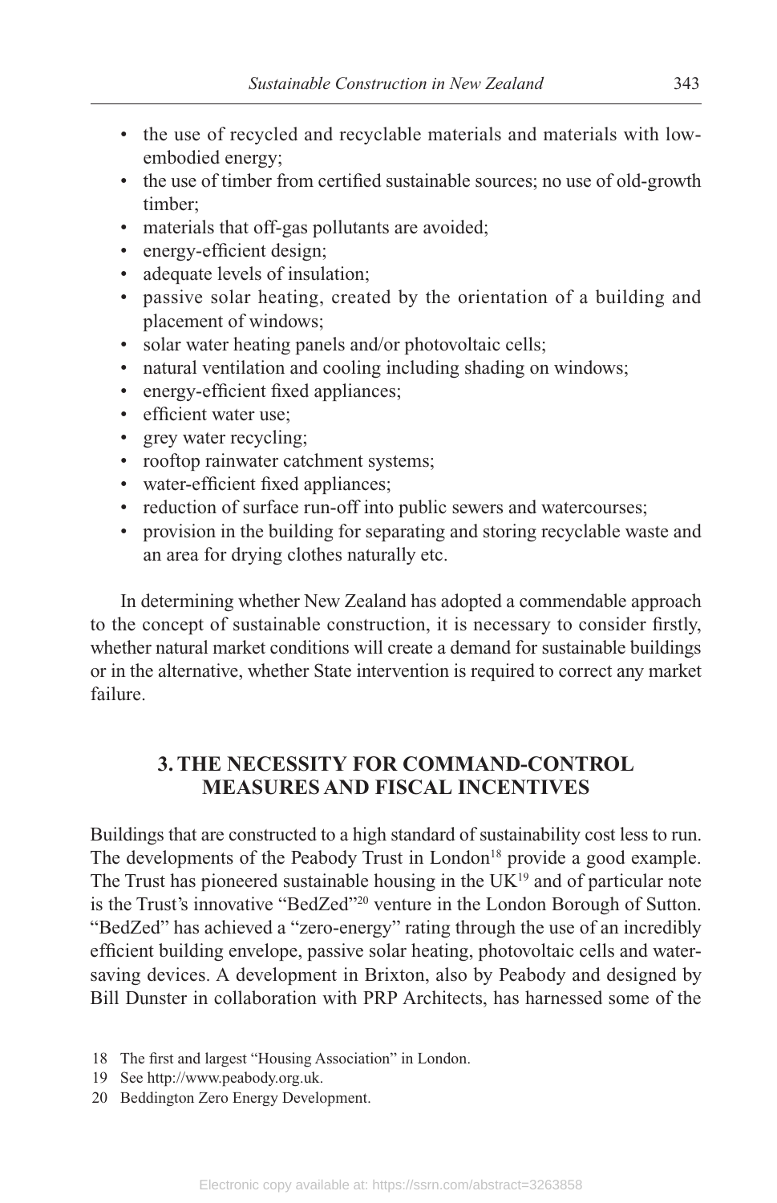- the use of recycled and recyclable materials and materials with low-embodied energy;
- the use of timber from certified sustainable sources; no use of old-growth timber;
- materials that off-gas pollutants are avoided;
- energy-efficient design;
- adequate levels of insulation;
- passive solar heating, created by the orientation of a building and placement of windows;
- solar water heating panels and/or photovoltaic cells;
- natural ventilation and cooling including shading on windows;
- energy-efficient fixed appliances;
- efficient water use;
- grey water recycling;
- rooftop rainwater catchment systems;
- water-efficient fixed appliances;
- reduction of surface run-off into public sewers and watercourses;
- provision in the building for separating and storing recyclable waste and an area for drying clothes naturally etc.

In determining whether New Zealand has adopted a commendable approach to the concept of sustainable construction, it is necessary to consider firstly, whether natural market conditions will create a demand for sustainable buildings or in the alternative, whether State intervention is required to correct any market failure.

## 3. THE NECESSITY FOR COMMAND-CONTROL MEASURES AND FISCAL INCENTIVES

Buildings that are constructed to a high standard of sustainability cost less to run. The developments of the Peabody Trust in London[18] provide a good example. The Trust has pioneered sustainable housing in the UK[19] and of particular note is the Trust's innovative "BedZed"[20] venture in the London Borough of Sutton. "BedZed" has achieved a "zero-energy" rating through the use of an incredibly efficient building envelope, passive solar heating, photovoltaic cells and water-saving devices. A development in Brixton, also by Peabody and designed by Bill Dunster in collaboration with PRP Architects, has harnessed some of the

18 The first and largest "Housing Association" in London.

19 See http://www.peabody.org.uk.

20 Beddington Zero Energy Development.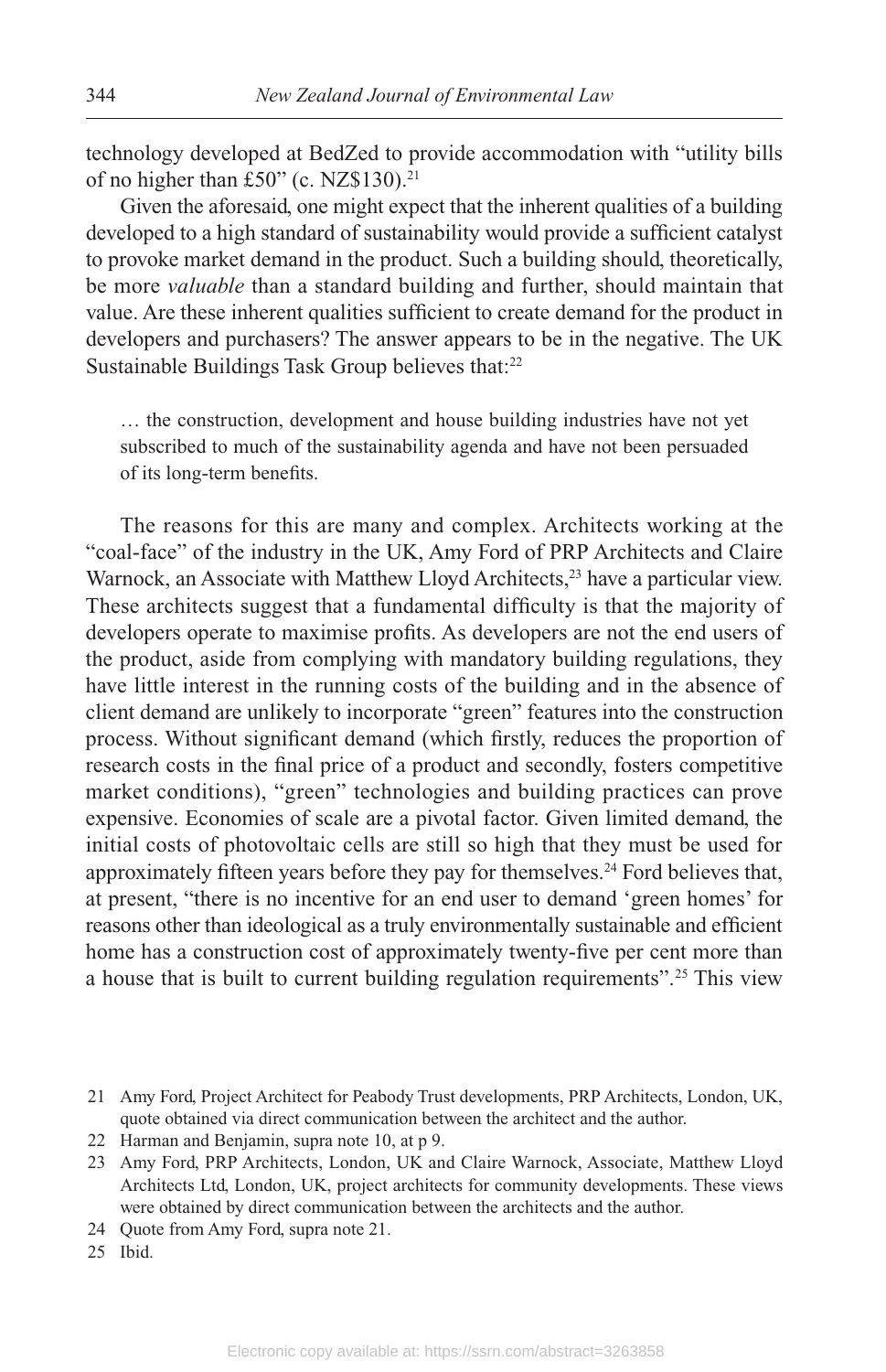technology developed at BedZed to provide accommodation with "utility bills of no higher than £50" (c. NZ$130).[21]

Given the aforesaid, one might expect that the inherent qualities of a building developed to a high standard of sustainability would provide a sufficient catalyst to provoke market demand in the product. Such a building should, theoretically, be more *valuable* than a standard building and further, should maintain that value. Are these inherent qualities sufficient to create demand for the product in developers and purchasers? The answer appears to be in the negative. The UK Sustainable Buildings Task Group believes that:[22]

> … the construction, development and house building industries have not yet subscribed to much of the sustainability agenda and have not been persuaded of its long-term benefits.

The reasons for this are many and complex. Architects working at the "coal-face" of the industry in the UK, Amy Ford of PRP Architects and Claire Warnock, an Associate with Matthew Lloyd Architects,[23] have a particular view. These architects suggest that a fundamental difficulty is that the majority of developers operate to maximise profits. As developers are not the end users of the product, aside from complying with mandatory building regulations, they have little interest in the running costs of the building and in the absence of client demand are unlikely to incorporate "green" features into the construction process. Without significant demand (which firstly, reduces the proportion of research costs in the final price of a product and secondly, fosters competitive market conditions), "green" technologies and building practices can prove expensive. Economies of scale are a pivotal factor. Given limited demand, the initial costs of photovoltaic cells are still so high that they must be used for approximately fifteen years before they pay for themselves.[24] Ford believes that, at present, "there is no incentive for an end user to demand 'green homes' for reasons other than ideological as a truly environmentally sustainable and efficient home has a construction cost of approximately twenty-five per cent more than a house that is built to current building regulation requirements".[25] This view

---

21 Amy Ford, Project Architect for Peabody Trust developments, PRP Architects, London, UK, quote obtained via direct communication between the architect and the author.

22 Harman and Benjamin, supra note 10, at p 9.

23 Amy Ford, PRP Architects, London, UK and Claire Warnock, Associate, Matthew Lloyd Architects Ltd, London, UK, project architects for community developments. These views were obtained by direct communication between the architects and the author.

24 Quote from Amy Ford, supra note 21.

25 Ibid.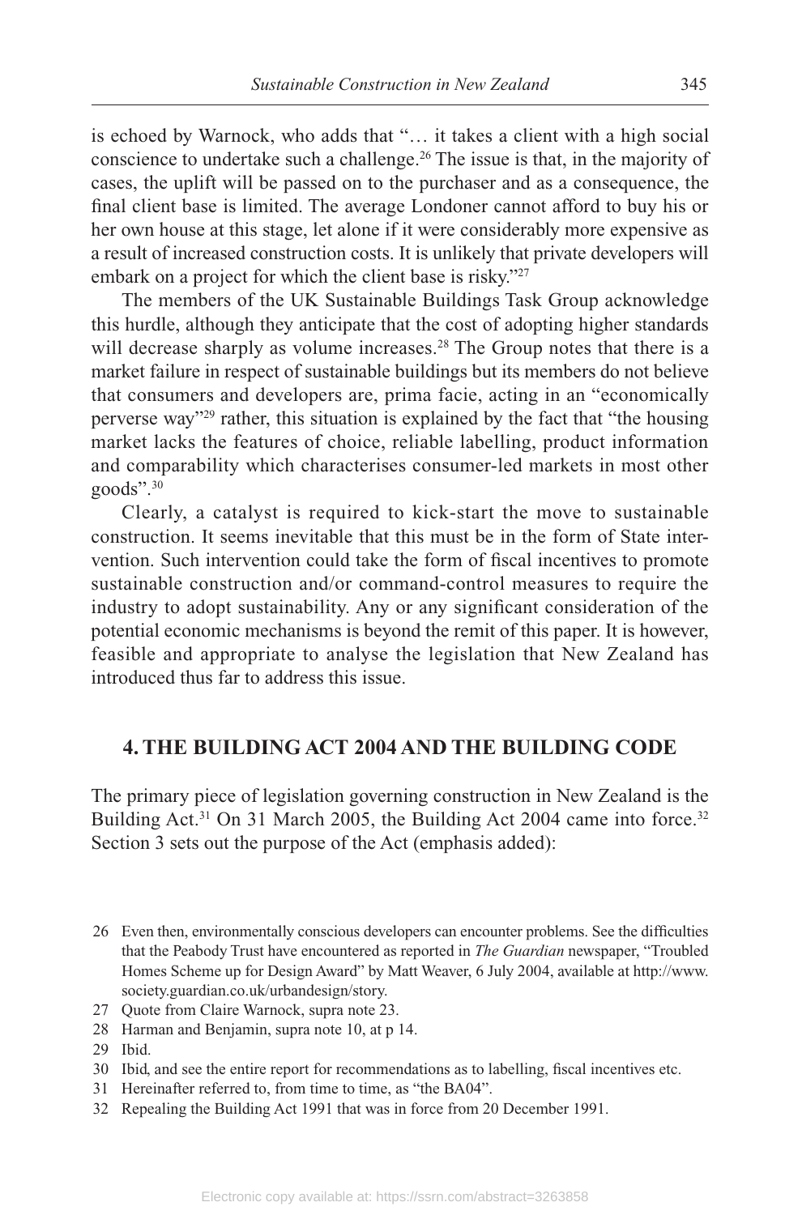is echoed by Warnock, who adds that "… it takes a client with a high social conscience to undertake such a challenge.[26] The issue is that, in the majority of cases, the uplift will be passed on to the purchaser and as a consequence, the final client base is limited. The average Londoner cannot afford to buy his or her own house at this stage, let alone if it were considerably more expensive as a result of increased construction costs. It is unlikely that private developers will embark on a project for which the client base is risky."[27]

The members of the UK Sustainable Buildings Task Group acknowledge this hurdle, although they anticipate that the cost of adopting higher standards will decrease sharply as volume increases.[28] The Group notes that there is a market failure in respect of sustainable buildings but its members do not believe that consumers and developers are, prima facie, acting in an "economically perverse way"[29] rather, this situation is explained by the fact that "the housing market lacks the features of choice, reliable labelling, product information and comparability which characterises consumer-led markets in most other goods".[30]

Clearly, a catalyst is required to kick-start the move to sustainable construction. It seems inevitable that this must be in the form of State intervention. Such intervention could take the form of fiscal incentives to promote sustainable construction and/or command-control measures to require the industry to adopt sustainability. Any or any significant consideration of the potential economic mechanisms is beyond the remit of this paper. It is however, feasible and appropriate to analyse the legislation that New Zealand has introduced thus far to address this issue.

## 4. THE BUILDING ACT 2004 AND THE BUILDING CODE

The primary piece of legislation governing construction in New Zealand is the Building Act.[31] On 31 March 2005, the Building Act 2004 came into force.[32] Section 3 sets out the purpose of the Act (emphasis added):

26 Even then, environmentally conscious developers can encounter problems. See the difficulties that the Peabody Trust have encountered as reported in *The Guardian* newspaper, "Troubled Homes Scheme up for Design Award" by Matt Weaver, 6 July 2004, available at http://www.society.guardian.co.uk/urbandesign/story.

27 Quote from Claire Warnock, supra note 23.

28 Harman and Benjamin, supra note 10, at p 14.

29 Ibid.

30 Ibid, and see the entire report for recommendations as to labelling, fiscal incentives etc.

31 Hereinafter referred to, from time to time, as "the BA04".

32 Repealing the Building Act 1991 that was in force from 20 December 1991.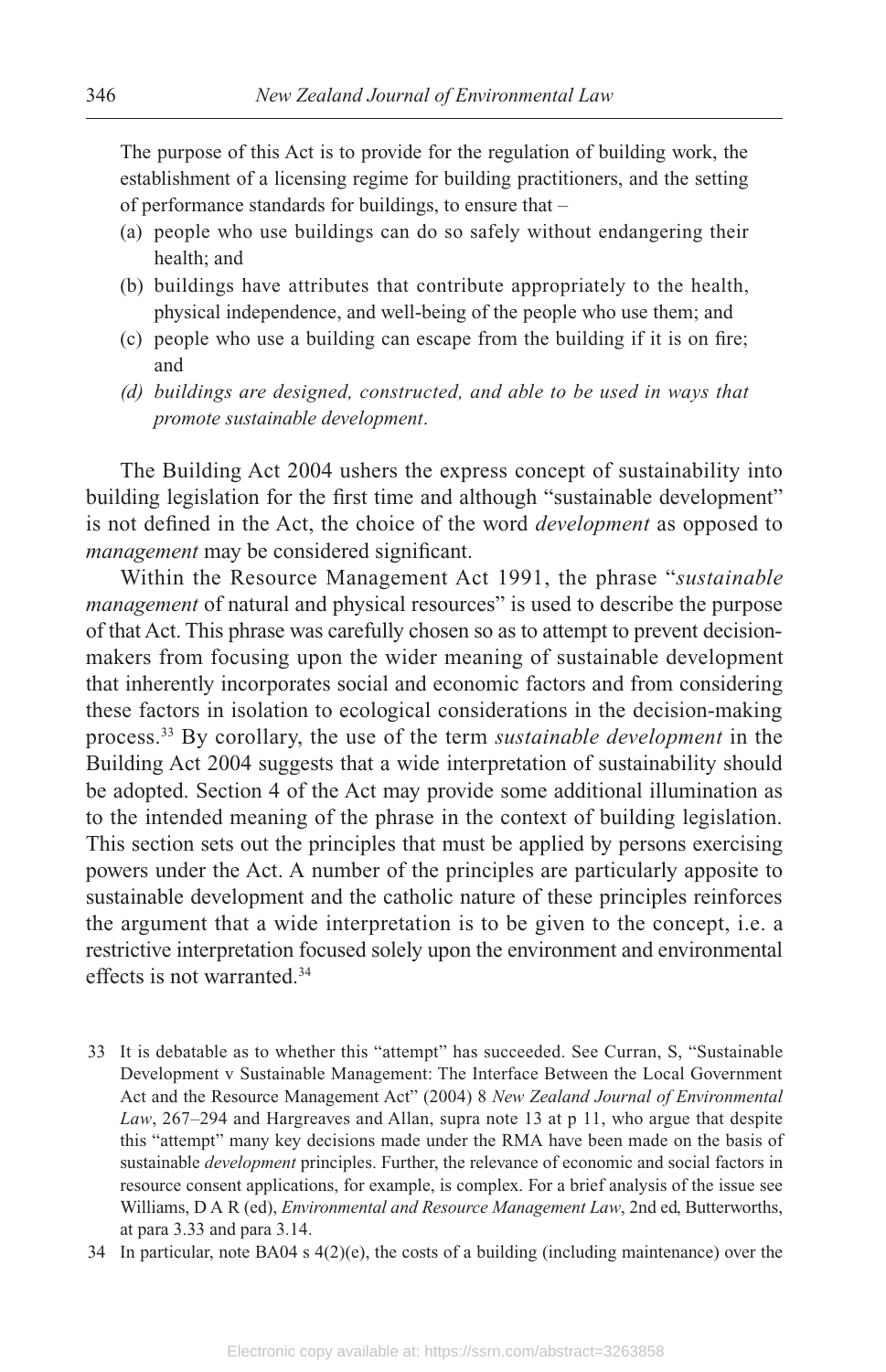> The purpose of this Act is to provide for the regulation of building work, the establishment of a licensing regime for building practitioners, and the setting of performance standards for buildings, to ensure that –
>
> (a) people who use buildings can do so safely without endangering their health; and
>
> (b) buildings have attributes that contribute appropriately to the health, physical independence, and well-being of the people who use them; and
>
> (c) people who use a building can escape from the building if it is on fire; and
>
> *(d) buildings are designed, constructed, and able to be used in ways that promote sustainable development*.

The Building Act 2004 ushers the express concept of sustainability into building legislation for the first time and although "sustainable development" is not defined in the Act, the choice of the word *development* as opposed to *management* may be considered significant.

Within the Resource Management Act 1991, the phrase "*sustainable management* of natural and physical resources" is used to describe the purpose of that Act. This phrase was carefully chosen so as to attempt to prevent decision-makers from focusing upon the wider meaning of sustainable development that inherently incorporates social and economic factors and from considering these factors in isolation to ecological considerations in the decision-making process.[33] By corollary, the use of the term *sustainable development* in the Building Act 2004 suggests that a wide interpretation of sustainability should be adopted. Section 4 of the Act may provide some additional illumination as to the intended meaning of the phrase in the context of building legislation. This section sets out the principles that must be applied by persons exercising powers under the Act. A number of the principles are particularly apposite to sustainable development and the catholic nature of these principles reinforces the argument that a wide interpretation is to be given to the concept, i.e. a restrictive interpretation focused solely upon the environment and environmental effects is not warranted.[34]

33 It is debatable as to whether this "attempt" has succeeded. See Curran, S, "Sustainable Development v Sustainable Management: The Interface Between the Local Government Act and the Resource Management Act" (2004) 8 *New Zealand Journal of Environmental Law*, 267–294 and Hargreaves and Allan, supra note 13 at p 11, who argue that despite this "attempt" many key decisions made under the RMA have been made on the basis of sustainable *development* principles. Further, the relevance of economic and social factors in resource consent applications, for example, is complex. For a brief analysis of the issue see Williams, D A R (ed), *Environmental and Resource Management Law*, 2nd ed, Butterworths, at para 3.33 and para 3.14.

34 In particular, note BA04 s 4(2)(e), the costs of a building (including maintenance) over the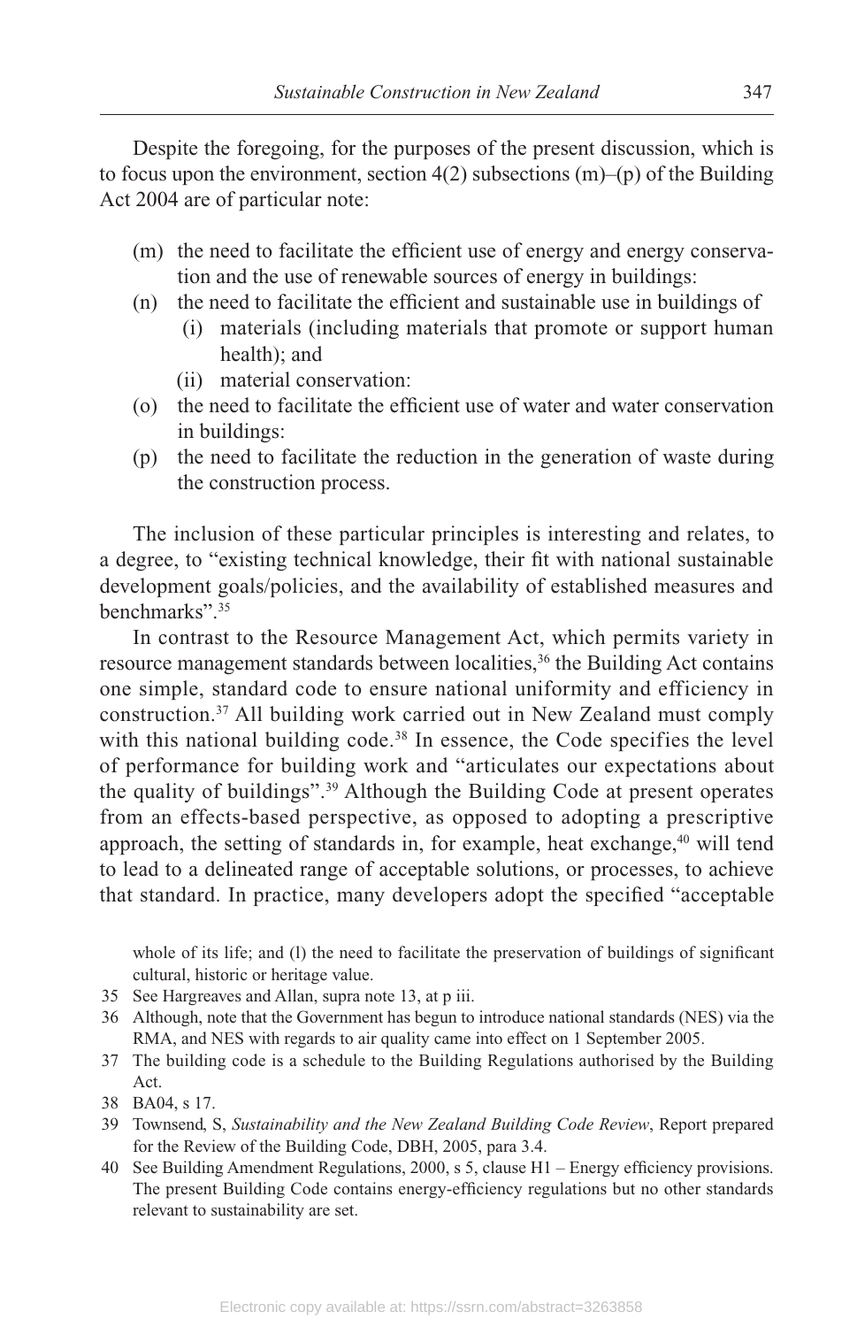Despite the foregoing, for the purposes of the present discussion, which is to focus upon the environment, section 4(2) subsections (m)–(p) of the Building Act 2004 are of particular note:

- (m) the need to facilitate the efficient use of energy and energy conservation and the use of renewable sources of energy in buildings:
- (n) the need to facilitate the efficient and sustainable use in buildings of
  - (i) materials (including materials that promote or support human health); and
  - (ii) material conservation:
- (o) the need to facilitate the efficient use of water and water conservation in buildings:
- (p) the need to facilitate the reduction in the generation of waste during the construction process.

The inclusion of these particular principles is interesting and relates, to a degree, to "existing technical knowledge, their fit with national sustainable development goals/policies, and the availability of established measures and benchmarks".[35]

In contrast to the Resource Management Act, which permits variety in resource management standards between localities,[36] the Building Act contains one simple, standard code to ensure national uniformity and efficiency in construction.[37] All building work carried out in New Zealand must comply with this national building code.[38] In essence, the Code specifies the level of performance for building work and "articulates our expectations about the quality of buildings".[39] Although the Building Code at present operates from an effects-based perspective, as opposed to adopting a prescriptive approach, the setting of standards in, for example, heat exchange,[40] will tend to lead to a delineated range of acceptable solutions, or processes, to achieve that standard. In practice, many developers adopt the specified "acceptable

---

whole of its life; and (l) the need to facilitate the preservation of buildings of significant cultural, historic or heritage value.

35 See Hargreaves and Allan, supra note 13, at p iii.

36 Although, note that the Government has begun to introduce national standards (NES) via the RMA, and NES with regards to air quality came into effect on 1 September 2005.

37 The building code is a schedule to the Building Regulations authorised by the Building Act.

38 BA04, s 17.

39 Townsend, S, *Sustainability and the New Zealand Building Code Review*, Report prepared for the Review of the Building Code, DBH, 2005, para 3.4.

40 See Building Amendment Regulations, 2000, s 5, clause H1 – Energy efficiency provisions. The present Building Code contains energy-efficiency regulations but no other standards relevant to sustainability are set.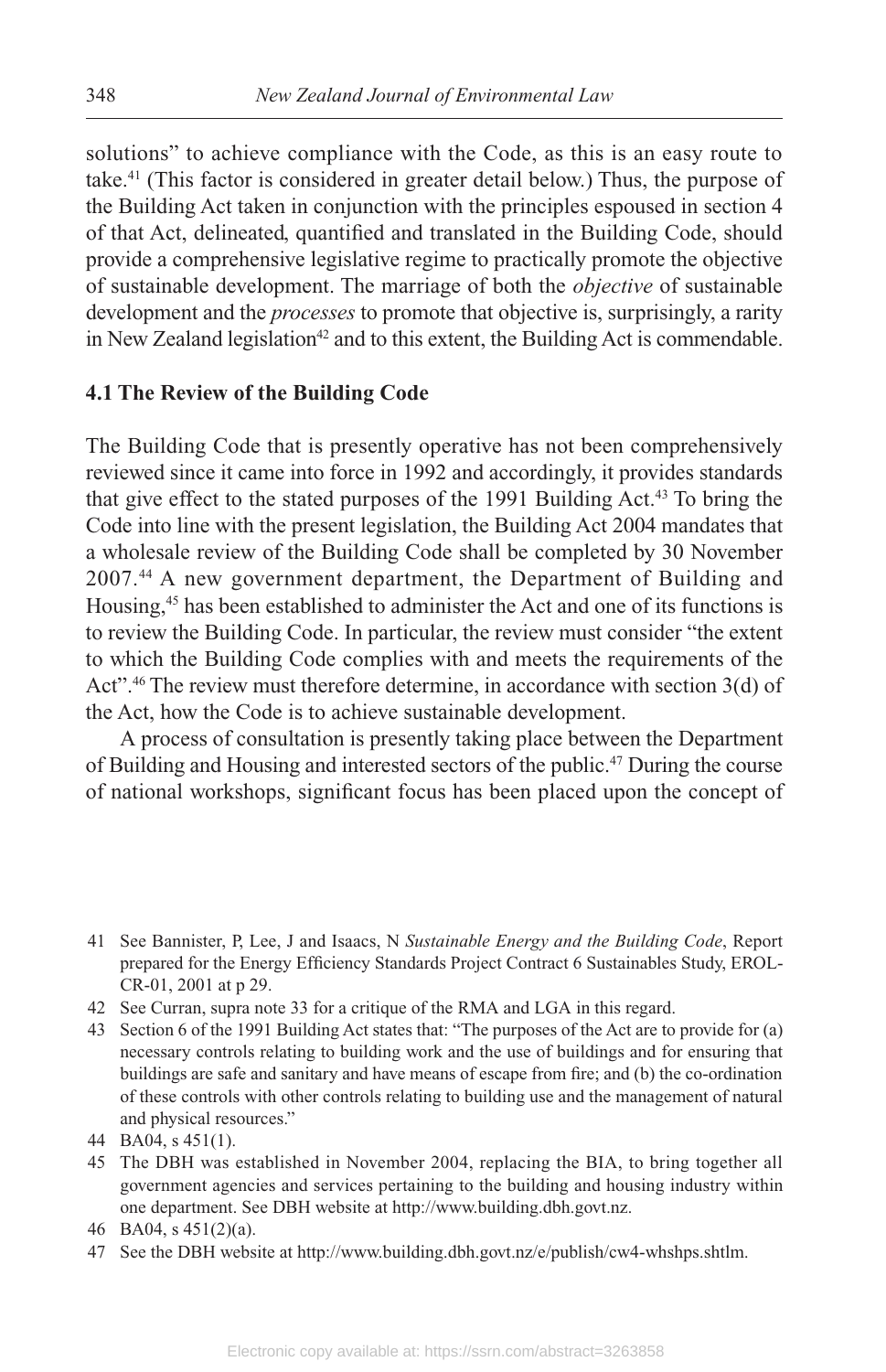solutions" to achieve compliance with the Code, as this is an easy route to take.[41] (This factor is considered in greater detail below.) Thus, the purpose of the Building Act taken in conjunction with the principles espoused in section 4 of that Act, delineated, quantified and translated in the Building Code, should provide a comprehensive legislative regime to practically promote the objective of sustainable development. The marriage of both the *objective* of sustainable development and the *processes* to promote that objective is, surprisingly, a rarity in New Zealand legislation[42] and to this extent, the Building Act is commendable.

### 4.1 The Review of the Building Code

The Building Code that is presently operative has not been comprehensively reviewed since it came into force in 1992 and accordingly, it provides standards that give effect to the stated purposes of the 1991 Building Act.[43] To bring the Code into line with the present legislation, the Building Act 2004 mandates that a wholesale review of the Building Code shall be completed by 30 November 2007.[44] A new government department, the Department of Building and Housing,[45] has been established to administer the Act and one of its functions is to review the Building Code. In particular, the review must consider "the extent to which the Building Code complies with and meets the requirements of the Act".[46] The review must therefore determine, in accordance with section 3(d) of the Act, how the Code is to achieve sustainable development.

A process of consultation is presently taking place between the Department of Building and Housing and interested sectors of the public.[47] During the course of national workshops, significant focus has been placed upon the concept of

---

41 See Bannister, P, Lee, J and Isaacs, N *Sustainable Energy and the Building Code*, Report prepared for the Energy Efficiency Standards Project Contract 6 Sustainables Study, EROL-CR-01, 2001 at p 29.

42 See Curran, supra note 33 for a critique of the RMA and LGA in this regard.

43 Section 6 of the 1991 Building Act states that: "The purposes of the Act are to provide for (a) necessary controls relating to building work and the use of buildings and for ensuring that buildings are safe and sanitary and have means of escape from fire; and (b) the co-ordination of these controls with other controls relating to building use and the management of natural and physical resources."

44 BA04, s 451(1).

45 The DBH was established in November 2004, replacing the BIA, to bring together all government agencies and services pertaining to the building and housing industry within one department. See DBH website at http://www.building.dbh.govt.nz.

46 BA04, s 451(2)(a).

47 See the DBH website at http://www.building.dbh.govt.nz/e/publish/cw4-whshps.shtlm.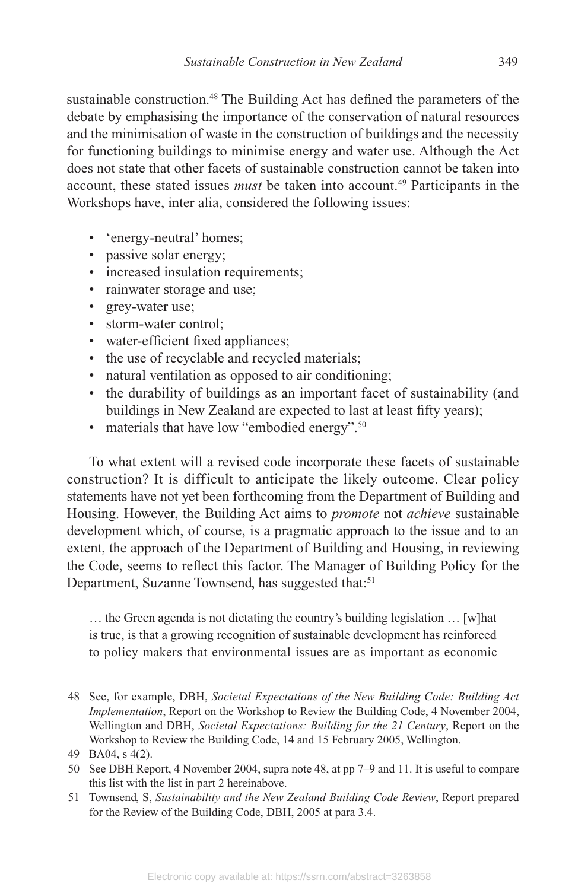sustainable construction.[48] The Building Act has defined the parameters of the debate by emphasising the importance of the conservation of natural resources and the minimisation of waste in the construction of buildings and the necessity for functioning buildings to minimise energy and water use. Although the Act does not state that other facets of sustainable construction cannot be taken into account, these stated issues *must* be taken into account.[49] Participants in the Workshops have, inter alia, considered the following issues:

- 'energy-neutral' homes;
- passive solar energy;
- increased insulation requirements;
- rainwater storage and use;
- grey-water use;
- storm-water control;
- water-efficient fixed appliances;
- the use of recyclable and recycled materials;
- natural ventilation as opposed to air conditioning;
- the durability of buildings as an important facet of sustainability (and buildings in New Zealand are expected to last at least fifty years);
- materials that have low "embodied energy".[50]

To what extent will a revised code incorporate these facets of sustainable construction? It is difficult to anticipate the likely outcome. Clear policy statements have not yet been forthcoming from the Department of Building and Housing. However, the Building Act aims to *promote* not *achieve* sustainable development which, of course, is a pragmatic approach to the issue and to an extent, the approach of the Department of Building and Housing, in reviewing the Code, seems to reflect this factor. The Manager of Building Policy for the Department, Suzanne Townsend, has suggested that:[51]

> … the Green agenda is not dictating the country's building legislation … [w]hat is true, is that a growing recognition of sustainable development has reinforced to policy makers that environmental issues are as important as economic

---

48 See, for example, DBH, *Societal Expectations of the New Building Code: Building Act Implementation*, Report on the Workshop to Review the Building Code, 4 November 2004, Wellington and DBH, *Societal Expectations: Building for the 21 Century*, Report on the Workshop to Review the Building Code, 14 and 15 February 2005, Wellington.

49 BA04, s 4(2).

50 See DBH Report, 4 November 2004, supra note 48, at pp 7–9 and 11. It is useful to compare this list with the list in part 2 hereinabove.

51 Townsend, S, *Sustainability and the New Zealand Building Code Review*, Report prepared for the Review of the Building Code, DBH, 2005 at para 3.4.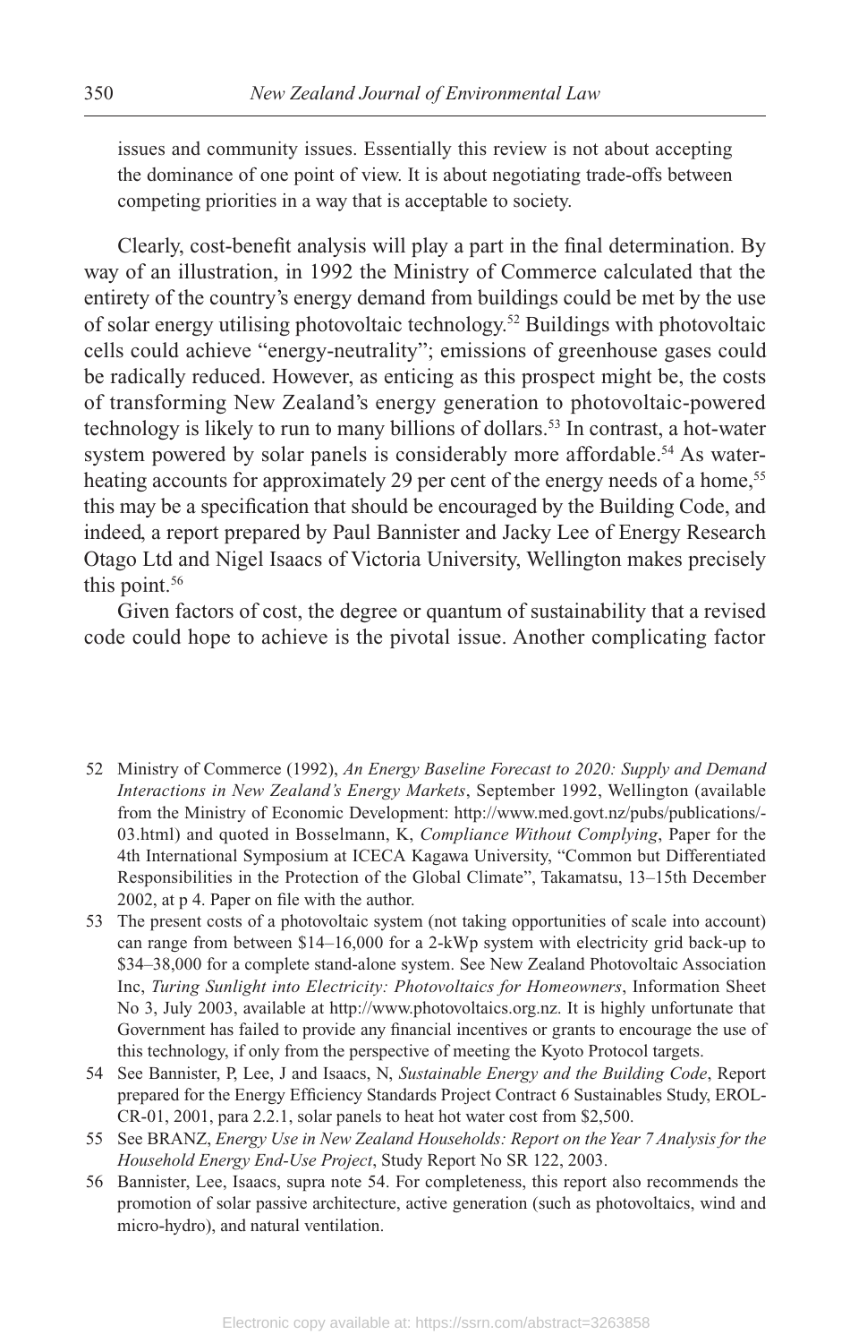issues and community issues. Essentially this review is not about accepting the dominance of one point of view. It is about negotiating trade-offs between competing priorities in a way that is acceptable to society.

Clearly, cost-benefit analysis will play a part in the final determination. By way of an illustration, in 1992 the Ministry of Commerce calculated that the entirety of the country's energy demand from buildings could be met by the use of solar energy utilising photovoltaic technology.[52] Buildings with photovoltaic cells could achieve "energy-neutrality"; emissions of greenhouse gases could be radically reduced. However, as enticing as this prospect might be, the costs of transforming New Zealand's energy generation to photovoltaic-powered technology is likely to run to many billions of dollars.[53] In contrast, a hot-water system powered by solar panels is considerably more affordable.[54] As water-heating accounts for approximately 29 per cent of the energy needs of a home,[55] this may be a specification that should be encouraged by the Building Code, and indeed, a report prepared by Paul Bannister and Jacky Lee of Energy Research Otago Ltd and Nigel Isaacs of Victoria University, Wellington makes precisely this point.[56]

Given factors of cost, the degree or quantum of sustainability that a revised code could hope to achieve is the pivotal issue. Another complicating factor

---

52 Ministry of Commerce (1992), *An Energy Baseline Forecast to 2020: Supply and Demand Interactions in New Zealand's Energy Markets*, September 1992, Wellington (available from the Ministry of Economic Development: http://www.med.govt.nz/pubs/publications/-03.html) and quoted in Bosselmann, K, *Compliance Without Complying*, Paper for the 4th International Symposium at ICECA Kagawa University, "Common but Differentiated Responsibilities in the Protection of the Global Climate", Takamatsu, 13–15th December 2002, at p 4. Paper on file with the author.

53 The present costs of a photovoltaic system (not taking opportunities of scale into account) can range from between $14–16,000 for a 2-kWp system with electricity grid back-up to $34–38,000 for a complete stand-alone system. See New Zealand Photovoltaic Association Inc, *Turing Sunlight into Electricity: Photovoltaics for Homeowners*, Information Sheet No 3, July 2003, available at http://www.photovoltaics.org.nz. It is highly unfortunate that Government has failed to provide any financial incentives or grants to encourage the use of this technology, if only from the perspective of meeting the Kyoto Protocol targets.

54 See Bannister, P, Lee, J and Isaacs, N, *Sustainable Energy and the Building Code*, Report prepared for the Energy Efficiency Standards Project Contract 6 Sustainables Study, EROL-CR-01, 2001, para 2.2.1, solar panels to heat hot water cost from $2,500.

55 See BRANZ, *Energy Use in New Zealand Households: Report on the Year 7 Analysis for the Household Energy End-Use Project*, Study Report No SR 122, 2003.

56 Bannister, Lee, Isaacs, supra note 54. For completeness, this report also recommends the promotion of solar passive architecture, active generation (such as photovoltaics, wind and micro-hydro), and natural ventilation.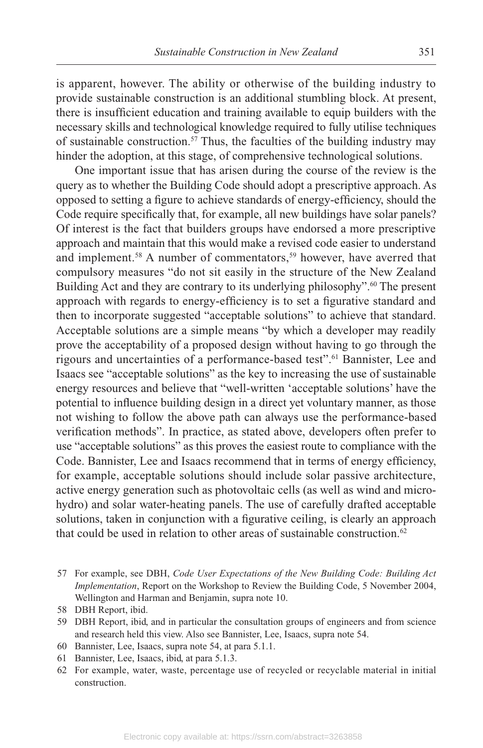is apparent, however. The ability or otherwise of the building industry to provide sustainable construction is an additional stumbling block. At present, there is insufficient education and training available to equip builders with the necessary skills and technological knowledge required to fully utilise techniques of sustainable construction.[57] Thus, the faculties of the building industry may hinder the adoption, at this stage, of comprehensive technological solutions.

One important issue that has arisen during the course of the review is the query as to whether the Building Code should adopt a prescriptive approach. As opposed to setting a figure to achieve standards of energy-efficiency, should the Code require specifically that, for example, all new buildings have solar panels? Of interest is the fact that builders groups have endorsed a more prescriptive approach and maintain that this would make a revised code easier to understand and implement.[58] A number of commentators,[59] however, have averred that compulsory measures "do not sit easily in the structure of the New Zealand Building Act and they are contrary to its underlying philosophy".[60] The present approach with regards to energy-efficiency is to set a figurative standard and then to incorporate suggested "acceptable solutions" to achieve that standard. Acceptable solutions are a simple means "by which a developer may readily prove the acceptability of a proposed design without having to go through the rigours and uncertainties of a performance-based test".[61] Bannister, Lee and Isaacs see "acceptable solutions" as the key to increasing the use of sustainable energy resources and believe that "well-written 'acceptable solutions' have the potential to influence building design in a direct yet voluntary manner, as those not wishing to follow the above path can always use the performance-based verification methods". In practice, as stated above, developers often prefer to use "acceptable solutions" as this proves the easiest route to compliance with the Code. Bannister, Lee and Isaacs recommend that in terms of energy efficiency, for example, acceptable solutions should include solar passive architecture, active energy generation such as photovoltaic cells (as well as wind and micro-hydro) and solar water-heating panels. The use of carefully drafted acceptable solutions, taken in conjunction with a figurative ceiling, is clearly an approach that could be used in relation to other areas of sustainable construction.[62]

57 For example, see DBH, *Code User Expectations of the New Building Code: Building Act Implementation*, Report on the Workshop to Review the Building Code, 5 November 2004, Wellington and Harman and Benjamin, supra note 10.

58 DBH Report, ibid.

59 DBH Report, ibid, and in particular the consultation groups of engineers and from science and research held this view. Also see Bannister, Lee, Isaacs, supra note 54.

60 Bannister, Lee, Isaacs, supra note 54, at para 5.1.1.

61 Bannister, Lee, Isaacs, ibid, at para 5.1.3.

62 For example, water, waste, percentage use of recycled or recyclable material in initial construction.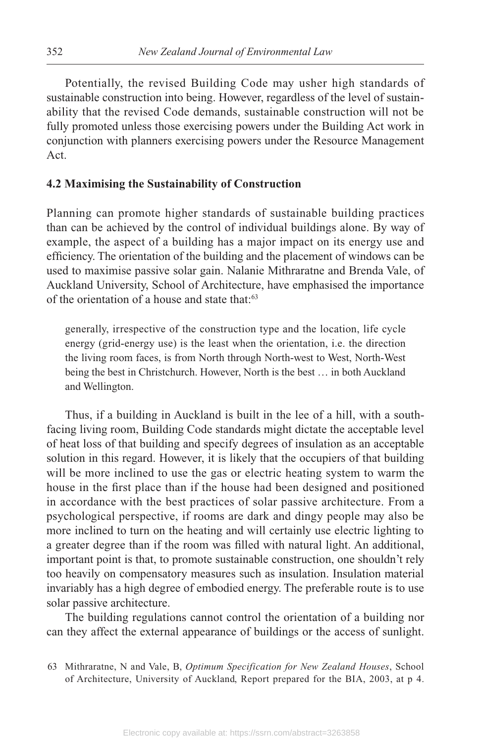Potentially, the revised Building Code may usher high standards of sustainable construction into being. However, regardless of the level of sustainability that the revised Code demands, sustainable construction will not be fully promoted unless those exercising powers under the Building Act work in conjunction with planners exercising powers under the Resource Management Act.

### 4.2 Maximising the Sustainability of Construction

Planning can promote higher standards of sustainable building practices than can be achieved by the control of individual buildings alone. By way of example, the aspect of a building has a major impact on its energy use and efficiency. The orientation of the building and the placement of windows can be used to maximise passive solar gain. Nalanie Mithraratne and Brenda Vale, of Auckland University, School of Architecture, have emphasised the importance of the orientation of a house and state that:[63]

> generally, irrespective of the construction type and the location, life cycle energy (grid-energy use) is the least when the orientation, i.e. the direction the living room faces, is from North through North-west to West, North-West being the best in Christchurch. However, North is the best … in both Auckland and Wellington.

Thus, if a building in Auckland is built in the lee of a hill, with a south-facing living room, Building Code standards might dictate the acceptable level of heat loss of that building and specify degrees of insulation as an acceptable solution in this regard. However, it is likely that the occupiers of that building will be more inclined to use the gas or electric heating system to warm the house in the first place than if the house had been designed and positioned in accordance with the best practices of solar passive architecture. From a psychological perspective, if rooms are dark and dingy people may also be more inclined to turn on the heating and will certainly use electric lighting to a greater degree than if the room was filled with natural light. An additional, important point is that, to promote sustainable construction, one shouldn't rely too heavily on compensatory measures such as insulation. Insulation material invariably has a high degree of embodied energy. The preferable route is to use solar passive architecture.

The building regulations cannot control the orientation of a building nor can they affect the external appearance of buildings or the access of sunlight.

63 Mithraratne, N and Vale, B, *Optimum Specification for New Zealand Houses*, School of Architecture, University of Auckland, Report prepared for the BIA, 2003, at p 4.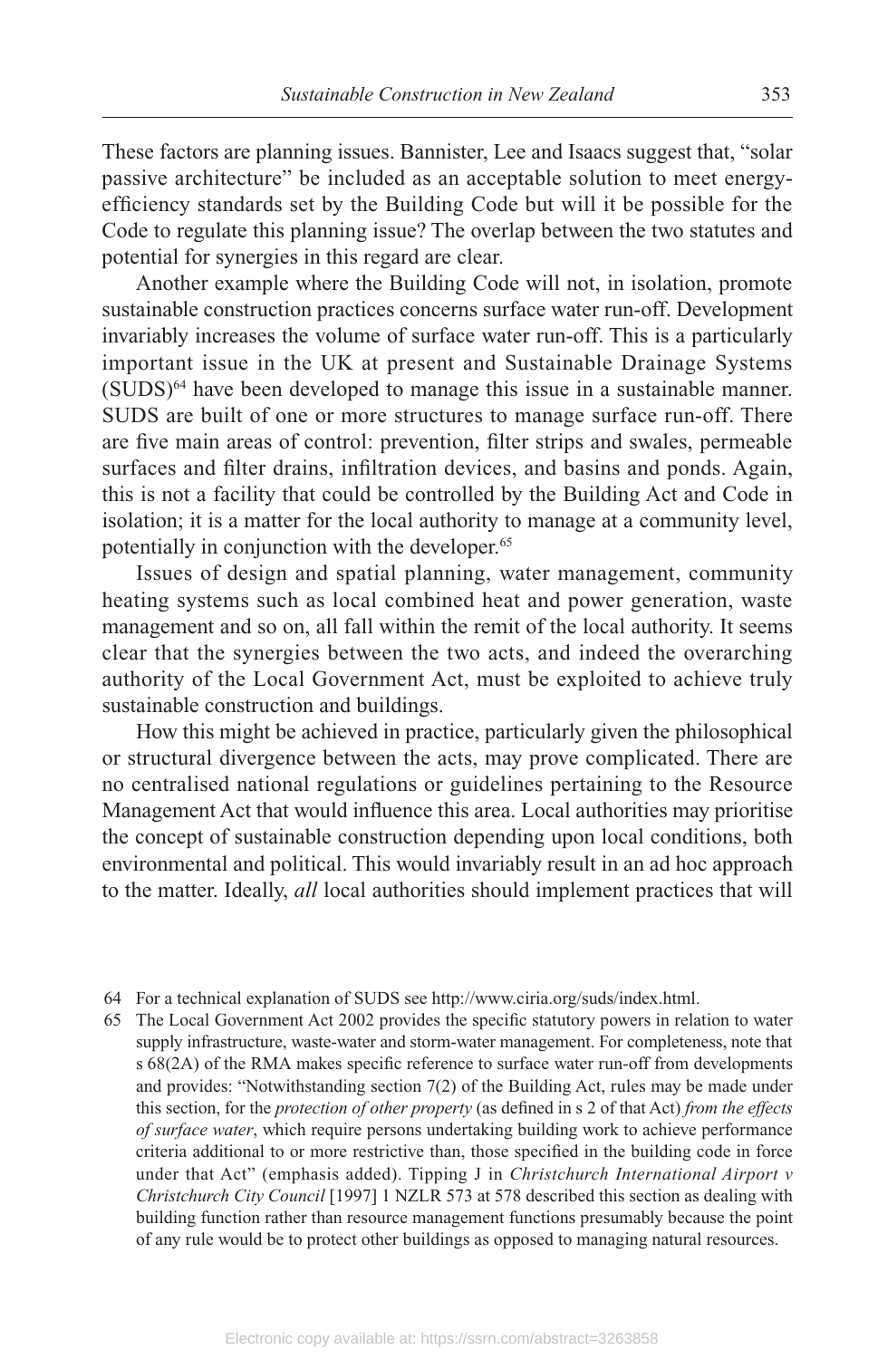These factors are planning issues. Bannister, Lee and Isaacs suggest that, "solar passive architecture" be included as an acceptable solution to meet energy-efficiency standards set by the Building Code but will it be possible for the Code to regulate this planning issue? The overlap between the two statutes and potential for synergies in this regard are clear.

Another example where the Building Code will not, in isolation, promote sustainable construction practices concerns surface water run-off. Development invariably increases the volume of surface water run-off. This is a particularly important issue in the UK at present and Sustainable Drainage Systems (SUDS)[64] have been developed to manage this issue in a sustainable manner. SUDS are built of one or more structures to manage surface run-off. There are five main areas of control: prevention, filter strips and swales, permeable surfaces and filter drains, infiltration devices, and basins and ponds. Again, this is not a facility that could be controlled by the Building Act and Code in isolation; it is a matter for the local authority to manage at a community level, potentially in conjunction with the developer.[65]

Issues of design and spatial planning, water management, community heating systems such as local combined heat and power generation, waste management and so on, all fall within the remit of the local authority. It seems clear that the synergies between the two acts, and indeed the overarching authority of the Local Government Act, must be exploited to achieve truly sustainable construction and buildings.

How this might be achieved in practice, particularly given the philosophical or structural divergence between the acts, may prove complicated. There are no centralised national regulations or guidelines pertaining to the Resource Management Act that would influence this area. Local authorities may prioritise the concept of sustainable construction depending upon local conditions, both environmental and political. This would invariably result in an ad hoc approach to the matter. Ideally, *all* local authorities should implement practices that will

---

64 For a technical explanation of SUDS see http://www.ciria.org/suds/index.html.

65 The Local Government Act 2002 provides the specific statutory powers in relation to water supply infrastructure, waste-water and storm-water management. For completeness, note that s 68(2A) of the RMA makes specific reference to surface water run-off from developments and provides: "Notwithstanding section 7(2) of the Building Act, rules may be made under this section, for the *protection of other property* (as defined in s 2 of that Act) *from the effects of surface water*, which require persons undertaking building work to achieve performance criteria additional to or more restrictive than, those specified in the building code in force under that Act" (emphasis added). Tipping J in *Christchurch International Airport v Christchurch City Council* [1997] 1 NZLR 573 at 578 described this section as dealing with building function rather than resource management functions presumably because the point of any rule would be to protect other buildings as opposed to managing natural resources.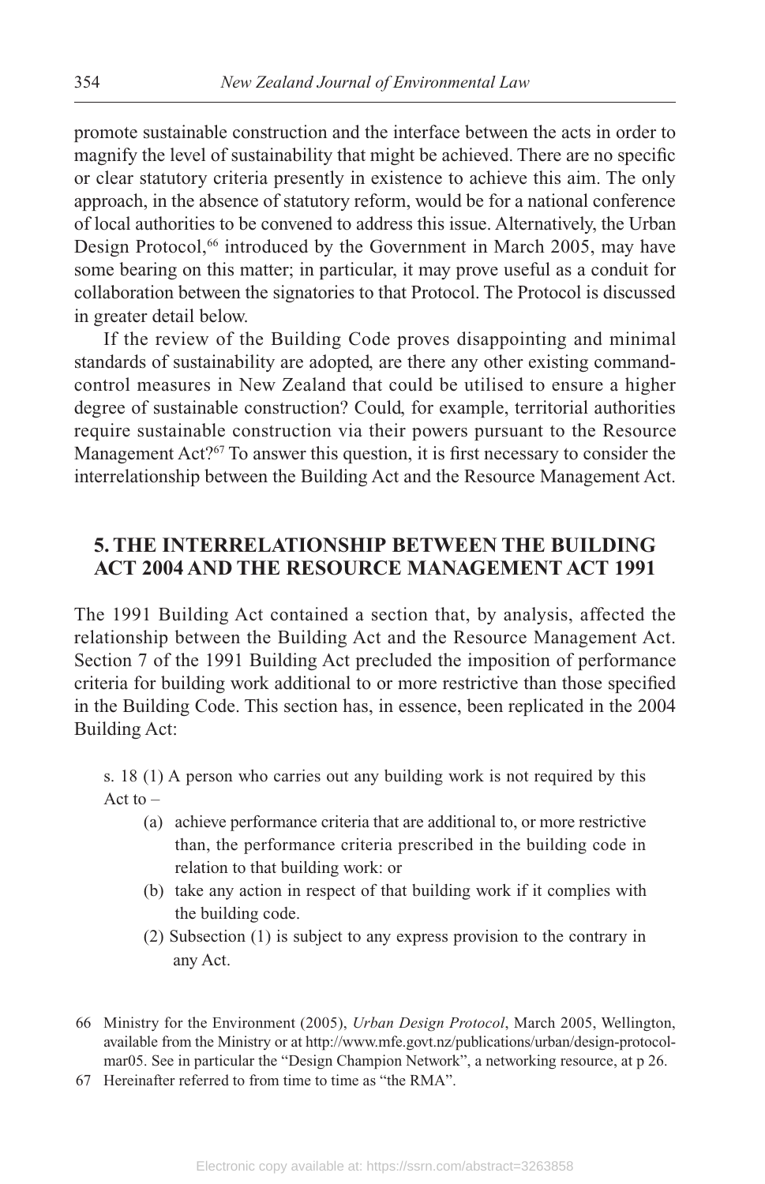promote sustainable construction and the interface between the acts in order to magnify the level of sustainability that might be achieved. There are no specific or clear statutory criteria presently in existence to achieve this aim. The only approach, in the absence of statutory reform, would be for a national conference of local authorities to be convened to address this issue. Alternatively, the Urban Design Protocol,[66] introduced by the Government in March 2005, may have some bearing on this matter; in particular, it may prove useful as a conduit for collaboration between the signatories to that Protocol. The Protocol is discussed in greater detail below.

If the review of the Building Code proves disappointing and minimal standards of sustainability are adopted, are there any other existing command-control measures in New Zealand that could be utilised to ensure a higher degree of sustainable construction? Could, for example, territorial authorities require sustainable construction via their powers pursuant to the Resource Management Act?[67] To answer this question, it is first necessary to consider the interrelationship between the Building Act and the Resource Management Act.

## 5. THE INTERRELATIONSHIP BETWEEN THE BUILDING ACT 2004 AND THE RESOURCE MANAGEMENT ACT 1991

The 1991 Building Act contained a section that, by analysis, affected the relationship between the Building Act and the Resource Management Act. Section 7 of the 1991 Building Act precluded the imposition of performance criteria for building work additional to or more restrictive than those specified in the Building Code. This section has, in essence, been replicated in the 2004 Building Act:

> s. 18 (1) A person who carries out any building work is not required by this Act to –
>
> (a) achieve performance criteria that are additional to, or more restrictive than, the performance criteria prescribed in the building code in relation to that building work: or
>
> (b) take any action in respect of that building work if it complies with the building code.
>
> (2) Subsection (1) is subject to any express provision to the contrary in any Act.

66 Ministry for the Environment (2005), *Urban Design Protocol*, March 2005, Wellington, available from the Ministry or at http://www.mfe.govt.nz/publications/urban/design-protocol-mar05. See in particular the "Design Champion Network", a networking resource, at p 26.

67 Hereinafter referred to from time to time as "the RMA".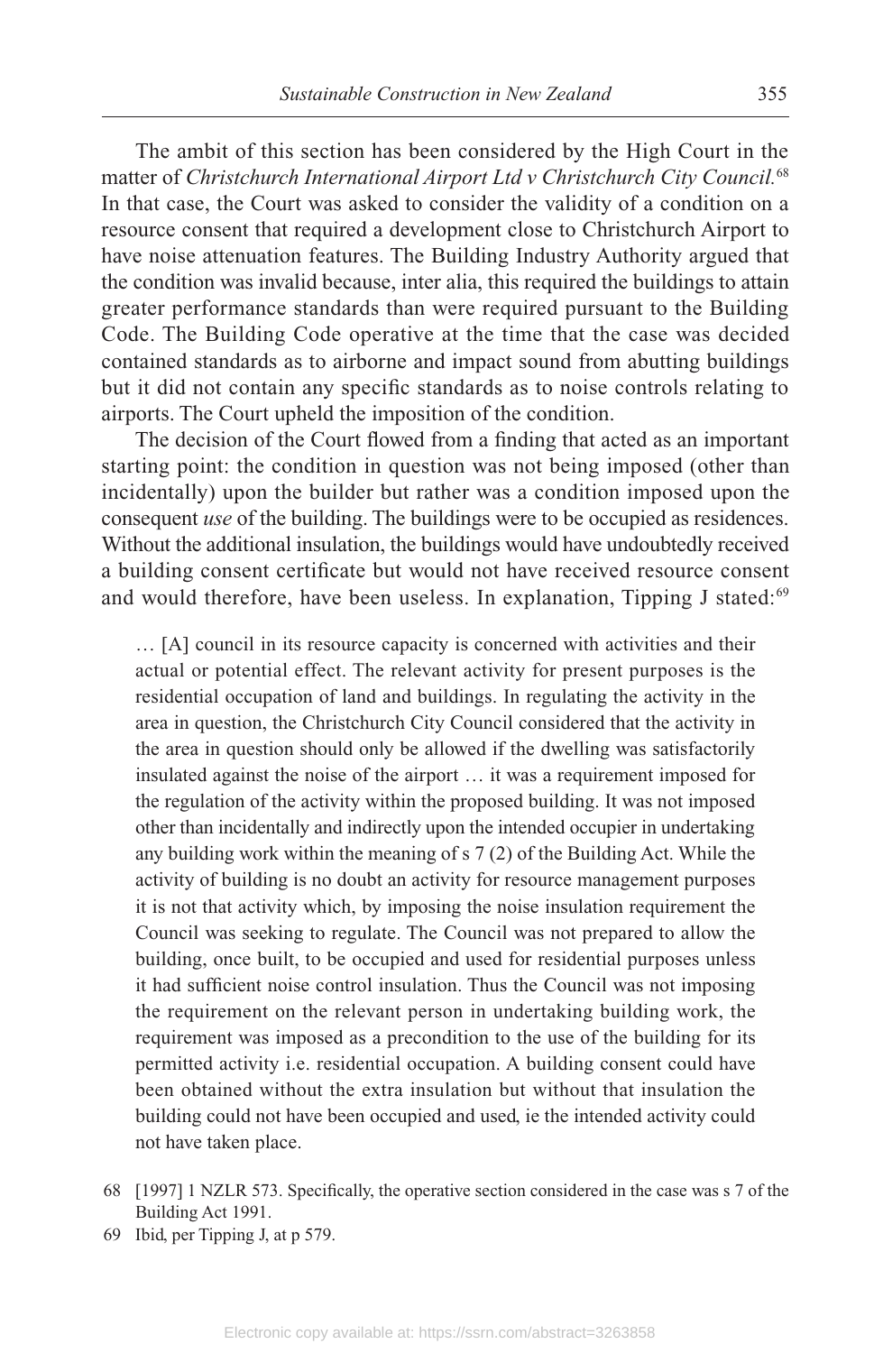The ambit of this section has been considered by the High Court in the matter of *Christchurch International Airport Ltd v Christchurch City Council.*[68] In that case, the Court was asked to consider the validity of a condition on a resource consent that required a development close to Christchurch Airport to have noise attenuation features. The Building Industry Authority argued that the condition was invalid because, inter alia, this required the buildings to attain greater performance standards than were required pursuant to the Building Code. The Building Code operative at the time that the case was decided contained standards as to airborne and impact sound from abutting buildings but it did not contain any specific standards as to noise controls relating to airports. The Court upheld the imposition of the condition.

The decision of the Court flowed from a finding that acted as an important starting point: the condition in question was not being imposed (other than incidentally) upon the builder but rather was a condition imposed upon the consequent *use* of the building. The buildings were to be occupied as residences. Without the additional insulation, the buildings would have undoubtedly received a building consent certificate but would not have received resource consent and would therefore, have been useless. In explanation, Tipping J stated:[69]

> … [A] council in its resource capacity is concerned with activities and their actual or potential effect. The relevant activity for present purposes is the residential occupation of land and buildings. In regulating the activity in the area in question, the Christchurch City Council considered that the activity in the area in question should only be allowed if the dwelling was satisfactorily insulated against the noise of the airport … it was a requirement imposed for the regulation of the activity within the proposed building. It was not imposed other than incidentally and indirectly upon the intended occupier in undertaking any building work within the meaning of s 7 (2) of the Building Act. While the activity of building is no doubt an activity for resource management purposes it is not that activity which, by imposing the noise insulation requirement the Council was seeking to regulate. The Council was not prepared to allow the building, once built, to be occupied and used for residential purposes unless it had sufficient noise control insulation. Thus the Council was not imposing the requirement on the relevant person in undertaking building work, the requirement was imposed as a precondition to the use of the building for its permitted activity i.e. residential occupation. A building consent could have been obtained without the extra insulation but without that insulation the building could not have been occupied and used, ie the intended activity could not have taken place.

---

68 [1997] 1 NZLR 573. Specifically, the operative section considered in the case was s 7 of the Building Act 1991.

69 Ibid, per Tipping J, at p 579.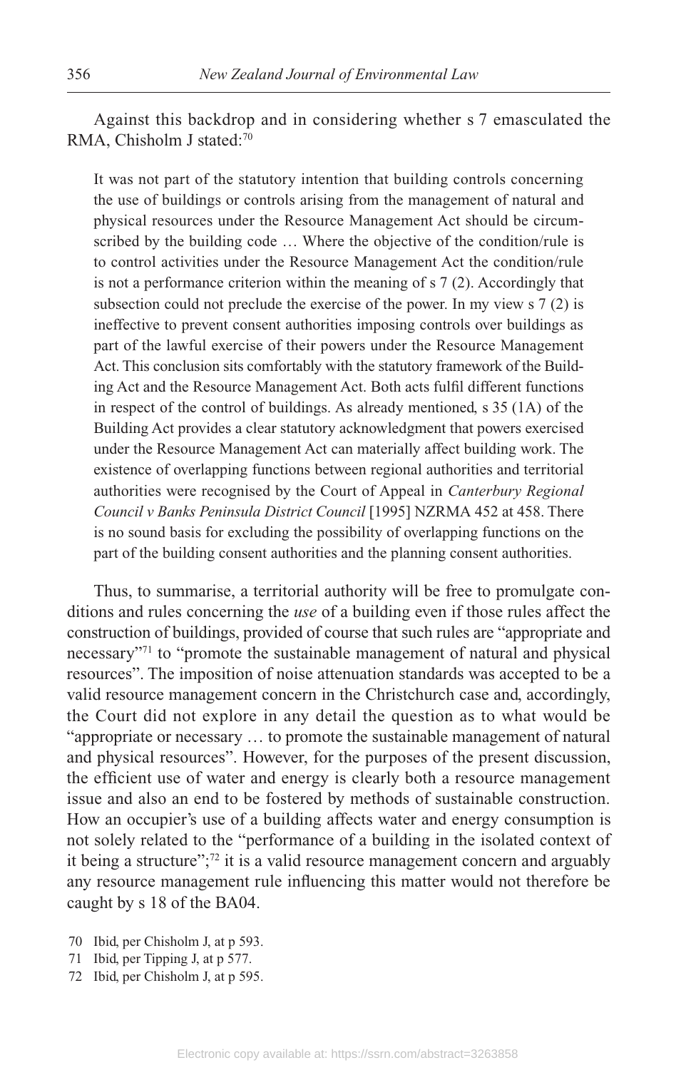Against this backdrop and in considering whether s 7 emasculated the RMA, Chisholm J stated:[70]

> It was not part of the statutory intention that building controls concerning the use of buildings or controls arising from the management of natural and physical resources under the Resource Management Act should be circumscribed by the building code … Where the objective of the condition/rule is to control activities under the Resource Management Act the condition/rule is not a performance criterion within the meaning of s 7 (2). Accordingly that subsection could not preclude the exercise of the power. In my view s 7 (2) is ineffective to prevent consent authorities imposing controls over buildings as part of the lawful exercise of their powers under the Resource Management Act. This conclusion sits comfortably with the statutory framework of the Building Act and the Resource Management Act. Both acts fulfil different functions in respect of the control of buildings. As already mentioned, s 35 (1A) of the Building Act provides a clear statutory acknowledgment that powers exercised under the Resource Management Act can materially affect building work. The existence of overlapping functions between regional authorities and territorial authorities were recognised by the Court of Appeal in *Canterbury Regional Council v Banks Peninsula District Council* [1995] NZRMA 452 at 458. There is no sound basis for excluding the possibility of overlapping functions on the part of the building consent authorities and the planning consent authorities.

Thus, to summarise, a territorial authority will be free to promulgate conditions and rules concerning the *use* of a building even if those rules affect the construction of buildings, provided of course that such rules are "appropriate and necessary"[71] to "promote the sustainable management of natural and physical resources". The imposition of noise attenuation standards was accepted to be a valid resource management concern in the Christchurch case and, accordingly, the Court did not explore in any detail the question as to what would be "appropriate or necessary … to promote the sustainable management of natural and physical resources". However, for the purposes of the present discussion, the efficient use of water and energy is clearly both a resource management issue and also an end to be fostered by methods of sustainable construction. How an occupier's use of a building affects water and energy consumption is not solely related to the "performance of a building in the isolated context of it being a structure";[72] it is a valid resource management concern and arguably any resource management rule influencing this matter would not therefore be caught by s 18 of the BA04.

70 Ibid, per Chisholm J, at p 593.

71 Ibid, per Tipping J, at p 577.

72 Ibid, per Chisholm J, at p 595.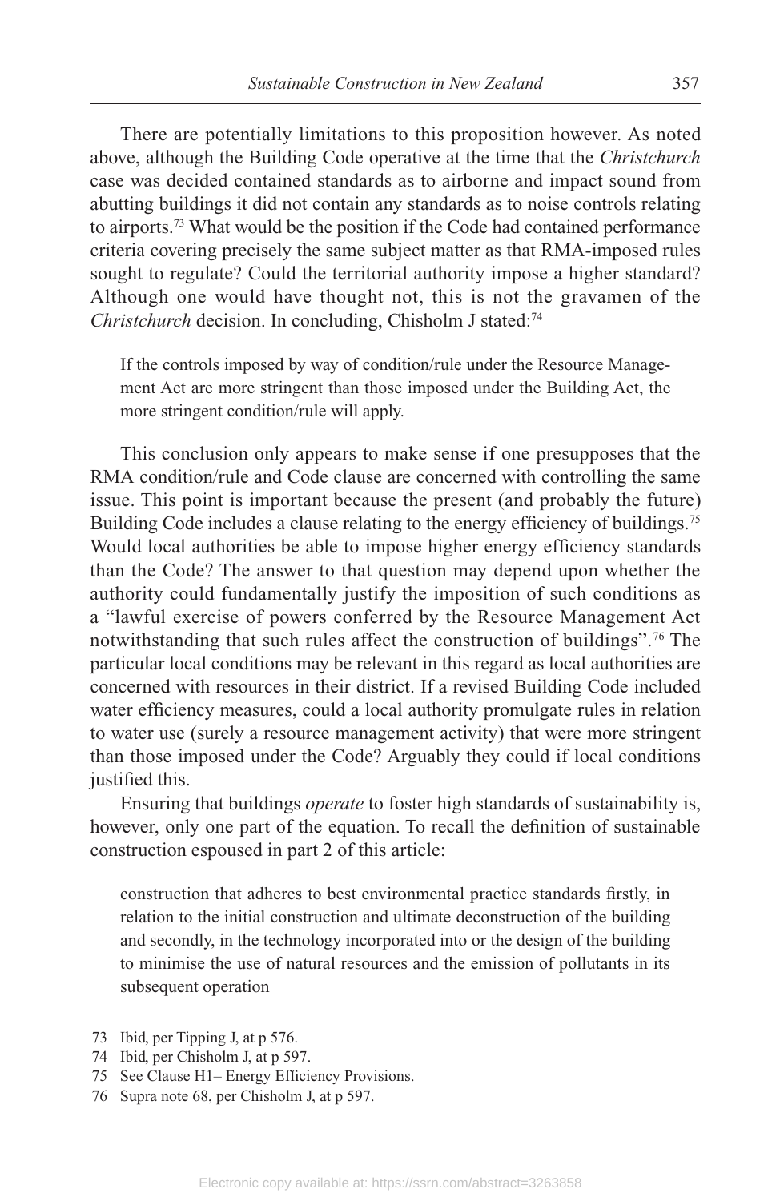There are potentially limitations to this proposition however. As noted above, although the Building Code operative at the time that the *Christchurch* case was decided contained standards as to airborne and impact sound from abutting buildings it did not contain any standards as to noise controls relating to airports.[73] What would be the position if the Code had contained performance criteria covering precisely the same subject matter as that RMA-imposed rules sought to regulate? Could the territorial authority impose a higher standard? Although one would have thought not, this is not the gravamen of the *Christchurch* decision. In concluding, Chisholm J stated:[74]

> If the controls imposed by way of condition/rule under the Resource Management Act are more stringent than those imposed under the Building Act, the more stringent condition/rule will apply.

This conclusion only appears to make sense if one presupposes that the RMA condition/rule and Code clause are concerned with controlling the same issue. This point is important because the present (and probably the future) Building Code includes a clause relating to the energy efficiency of buildings.[75] Would local authorities be able to impose higher energy efficiency standards than the Code? The answer to that question may depend upon whether the authority could fundamentally justify the imposition of such conditions as a "lawful exercise of powers conferred by the Resource Management Act notwithstanding that such rules affect the construction of buildings".[76] The particular local conditions may be relevant in this regard as local authorities are concerned with resources in their district. If a revised Building Code included water efficiency measures, could a local authority promulgate rules in relation to water use (surely a resource management activity) that were more stringent than those imposed under the Code? Arguably they could if local conditions justified this.

Ensuring that buildings *operate* to foster high standards of sustainability is, however, only one part of the equation. To recall the definition of sustainable construction espoused in part 2 of this article:

> construction that adheres to best environmental practice standards firstly, in relation to the initial construction and ultimate deconstruction of the building and secondly, in the technology incorporated into or the design of the building to minimise the use of natural resources and the emission of pollutants in its subsequent operation

73 Ibid, per Tipping J, at p 576.

74 Ibid, per Chisholm J, at p 597.

75 See Clause H1– Energy Efficiency Provisions.

76 Supra note 68, per Chisholm J, at p 597.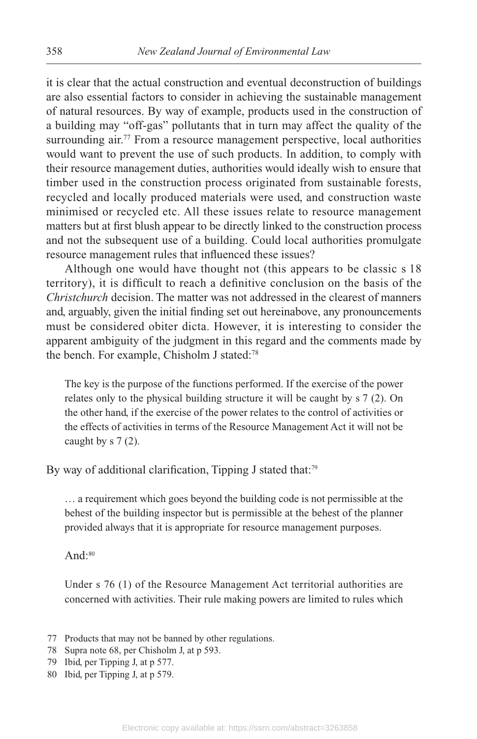it is clear that the actual construction and eventual deconstruction of buildings are also essential factors to consider in achieving the sustainable management of natural resources. By way of example, products used in the construction of a building may "off-gas" pollutants that in turn may affect the quality of the surrounding air.[77] From a resource management perspective, local authorities would want to prevent the use of such products. In addition, to comply with their resource management duties, authorities would ideally wish to ensure that timber used in the construction process originated from sustainable forests, recycled and locally produced materials were used, and construction waste minimised or recycled etc. All these issues relate to resource management matters but at first blush appear to be directly linked to the construction process and not the subsequent use of a building. Could local authorities promulgate resource management rules that influenced these issues?

Although one would have thought not (this appears to be classic s 18 territory), it is difficult to reach a definitive conclusion on the basis of the *Christchurch* decision. The matter was not addressed in the clearest of manners and, arguably, given the initial finding set out hereinabove, any pronouncements must be considered obiter dicta. However, it is interesting to consider the apparent ambiguity of the judgment in this regard and the comments made by the bench. For example, Chisholm J stated:[78]

> The key is the purpose of the functions performed. If the exercise of the power relates only to the physical building structure it will be caught by s 7 (2). On the other hand, if the exercise of the power relates to the control of activities or the effects of activities in terms of the Resource Management Act it will not be caught by s 7 (2).

By way of additional clarification, Tipping J stated that:[79]

> … a requirement which goes beyond the building code is not permissible at the behest of the building inspector but is permissible at the behest of the planner provided always that it is appropriate for resource management purposes.

And:[80]

> Under s 76 (1) of the Resource Management Act territorial authorities are concerned with activities. Their rule making powers are limited to rules which

77 Products that may not be banned by other regulations.

78 Supra note 68, per Chisholm J, at p 593.

79 Ibid, per Tipping J, at p 577.

80 Ibid, per Tipping J, at p 579.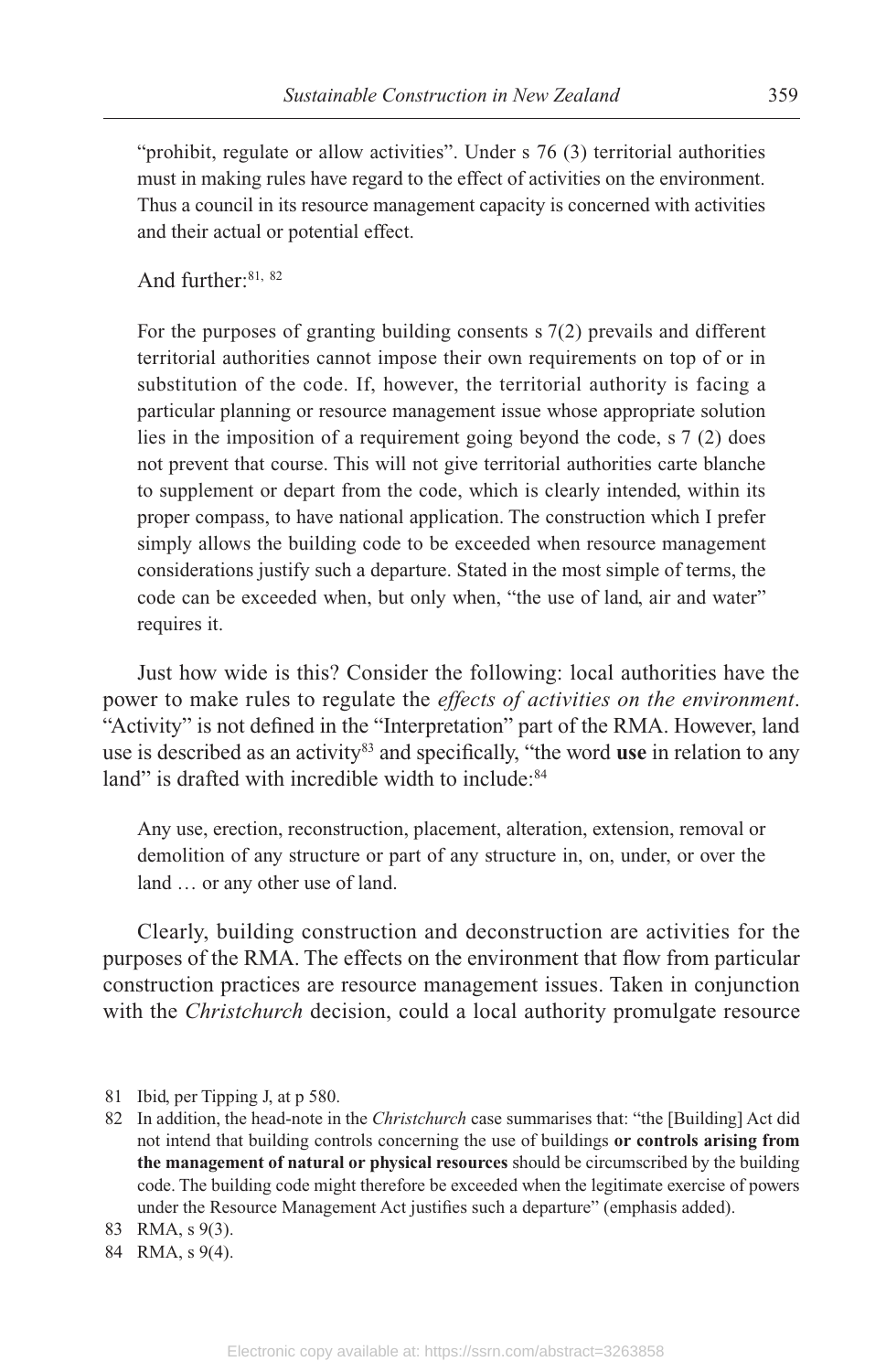> "prohibit, regulate or allow activities". Under s 76 (3) territorial authorities must in making rules have regard to the effect of activities on the environment. Thus a council in its resource management capacity is concerned with activities and their actual or potential effect.

And further:[81, 82]

> For the purposes of granting building consents s 7(2) prevails and different territorial authorities cannot impose their own requirements on top of or in substitution of the code. If, however, the territorial authority is facing a particular planning or resource management issue whose appropriate solution lies in the imposition of a requirement going beyond the code, s 7 (2) does not prevent that course. This will not give territorial authorities carte blanche to supplement or depart from the code, which is clearly intended, within its proper compass, to have national application. The construction which I prefer simply allows the building code to be exceeded when resource management considerations justify such a departure. Stated in the most simple of terms, the code can be exceeded when, but only when, "the use of land, air and water" requires it.

Just how wide is this? Consider the following: local authorities have the power to make rules to regulate the *effects of activities on the environment*. "Activity" is not defined in the "Interpretation" part of the RMA. However, land use is described as an activity[83] and specifically, "the word **use** in relation to any land" is drafted with incredible width to include:[84]

> Any use, erection, reconstruction, placement, alteration, extension, removal or demolition of any structure or part of any structure in, on, under, or over the land … or any other use of land.

Clearly, building construction and deconstruction are activities for the purposes of the RMA. The effects on the environment that flow from particular construction practices are resource management issues. Taken in conjunction with the *Christchurch* decision, could a local authority promulgate resource

---

81 Ibid, per Tipping J, at p 580.

82 In addition, the head-note in the *Christchurch* case summarises that: "the [Building] Act did not intend that building controls concerning the use of buildings **or controls arising from the management of natural or physical resources** should be circumscribed by the building code. The building code might therefore be exceeded when the legitimate exercise of powers under the Resource Management Act justifies such a departure" (emphasis added).

83 RMA, s 9(3).

84 RMA, s 9(4).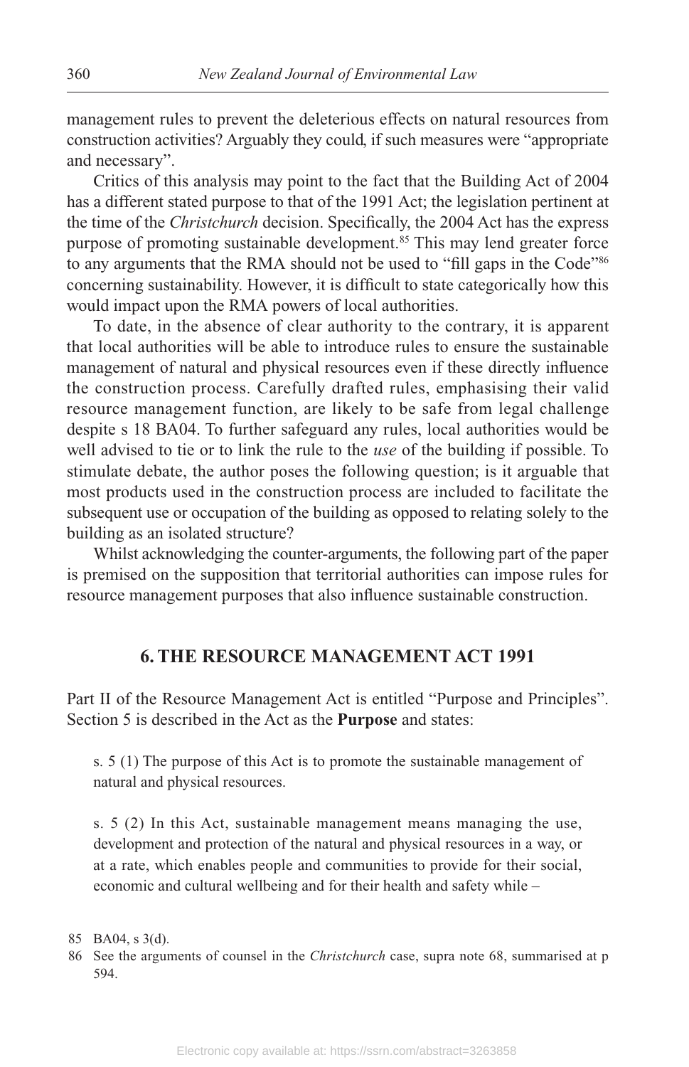management rules to prevent the deleterious effects on natural resources from construction activities? Arguably they could, if such measures were "appropriate and necessary".

Critics of this analysis may point to the fact that the Building Act of 2004 has a different stated purpose to that of the 1991 Act; the legislation pertinent at the time of the *Christchurch* decision. Specifically, the 2004 Act has the express purpose of promoting sustainable development.[85] This may lend greater force to any arguments that the RMA should not be used to "fill gaps in the Code"[86] concerning sustainability. However, it is difficult to state categorically how this would impact upon the RMA powers of local authorities.

To date, in the absence of clear authority to the contrary, it is apparent that local authorities will be able to introduce rules to ensure the sustainable management of natural and physical resources even if these directly influence the construction process. Carefully drafted rules, emphasising their valid resource management function, are likely to be safe from legal challenge despite s 18 BA04. To further safeguard any rules, local authorities would be well advised to tie or to link the rule to the *use* of the building if possible. To stimulate debate, the author poses the following question; is it arguable that most products used in the construction process are included to facilitate the subsequent use or occupation of the building as opposed to relating solely to the building as an isolated structure?

Whilst acknowledging the counter-arguments, the following part of the paper is premised on the supposition that territorial authorities can impose rules for resource management purposes that also influence sustainable construction.

## 6. THE RESOURCE MANAGEMENT ACT 1991

Part II of the Resource Management Act is entitled "Purpose and Principles". Section 5 is described in the Act as the **Purpose** and states:

> s. 5 (1) The purpose of this Act is to promote the sustainable management of natural and physical resources.
>
> s. 5 (2) In this Act, sustainable management means managing the use, development and protection of the natural and physical resources in a way, or at a rate, which enables people and communities to provide for their social, economic and cultural wellbeing and for their health and safety while –

85 BA04, s 3(d).

86 See the arguments of counsel in the *Christchurch* case, supra note 68, summarised at p 594.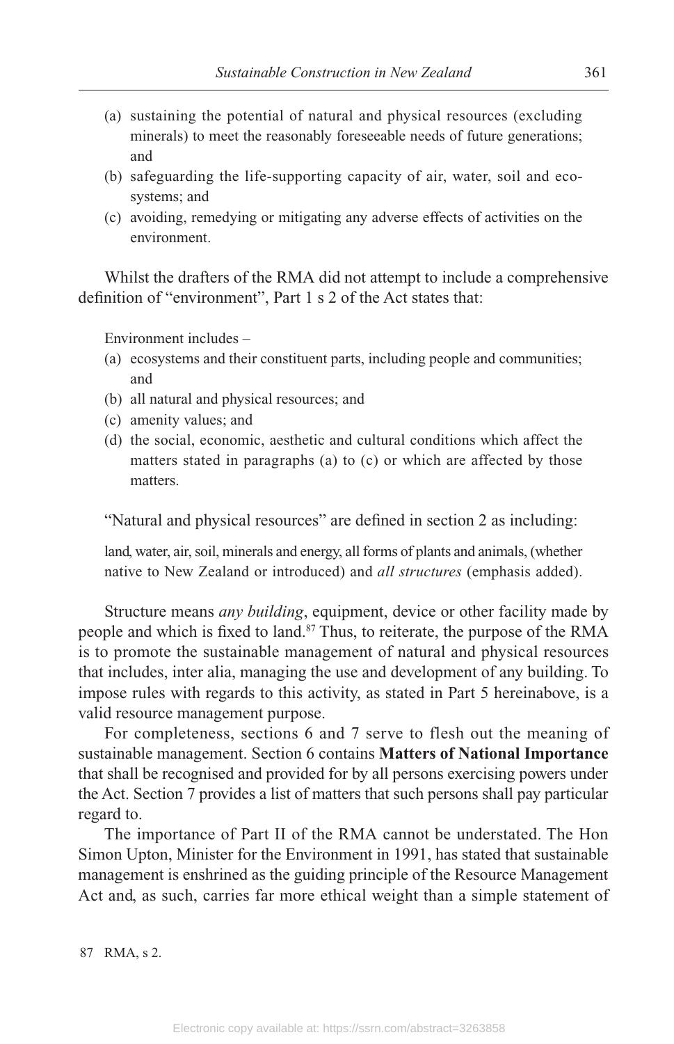(a) sustaining the potential of natural and physical resources (excluding minerals) to meet the reasonably foreseeable needs of future generations; and
(b) safeguarding the life-supporting capacity of air, water, soil and ecosystems; and
(c) avoiding, remedying or mitigating any adverse effects of activities on the environment.

Whilst the drafters of the RMA did not attempt to include a comprehensive definition of "environment", Part 1 s 2 of the Act states that:

> Environment includes –
> (a) ecosystems and their constituent parts, including people and communities; and
> (b) all natural and physical resources; and
> (c) amenity values; and
> (d) the social, economic, aesthetic and cultural conditions which affect the matters stated in paragraphs (a) to (c) or which are affected by those matters.

"Natural and physical resources" are defined in section 2 as including:

> land, water, air, soil, minerals and energy, all forms of plants and animals, (whether native to New Zealand or introduced) and *all structures* (emphasis added).

Structure means *any building*, equipment, device or other facility made by people and which is fixed to land.[87] Thus, to reiterate, the purpose of the RMA is to promote the sustainable management of natural and physical resources that includes, inter alia, managing the use and development of any building. To impose rules with regards to this activity, as stated in Part 5 hereinabove, is a valid resource management purpose.

For completeness, sections 6 and 7 serve to flesh out the meaning of sustainable management. Section 6 contains **Matters of National Importance** that shall be recognised and provided for by all persons exercising powers under the Act. Section 7 provides a list of matters that such persons shall pay particular regard to.

The importance of Part II of the RMA cannot be understated. The Hon Simon Upton, Minister for the Environment in 1991, has stated that sustainable management is enshrined as the guiding principle of the Resource Management Act and, as such, carries far more ethical weight than a simple statement of

87 RMA, s 2.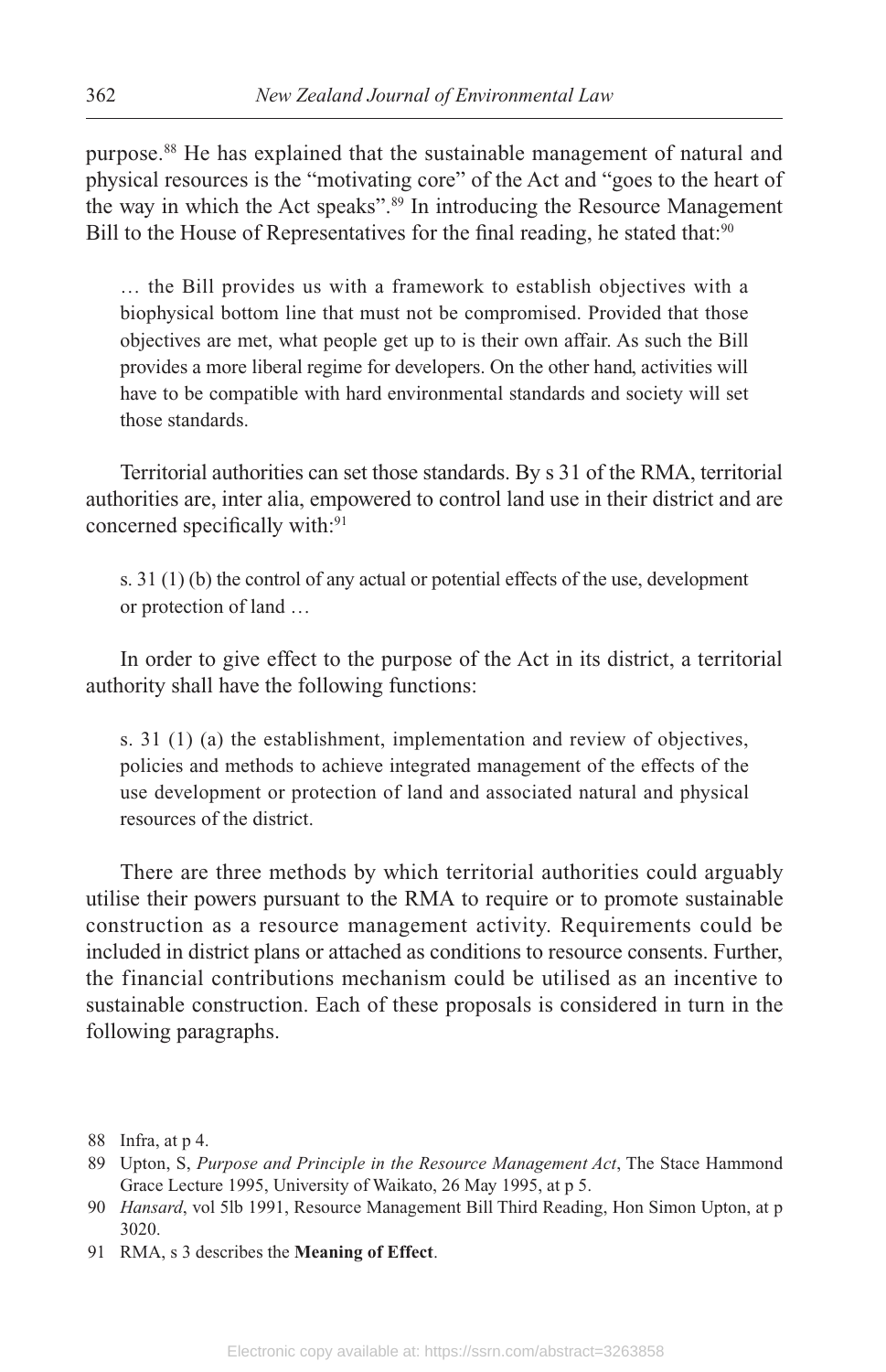purpose.[88] He has explained that the sustainable management of natural and physical resources is the "motivating core" of the Act and "goes to the heart of the way in which the Act speaks".[89] In introducing the Resource Management Bill to the House of Representatives for the final reading, he stated that:[90]

> … the Bill provides us with a framework to establish objectives with a biophysical bottom line that must not be compromised. Provided that those objectives are met, what people get up to is their own affair. As such the Bill provides a more liberal regime for developers. On the other hand, activities will have to be compatible with hard environmental standards and society will set those standards.

Territorial authorities can set those standards. By s 31 of the RMA, territorial authorities are, inter alia, empowered to control land use in their district and are concerned specifically with:[91]

> s. 31 (1) (b) the control of any actual or potential effects of the use, development or protection of land …

In order to give effect to the purpose of the Act in its district, a territorial authority shall have the following functions:

> s. 31 (1) (a) the establishment, implementation and review of objectives, policies and methods to achieve integrated management of the effects of the use development or protection of land and associated natural and physical resources of the district.

There are three methods by which territorial authorities could arguably utilise their powers pursuant to the RMA to require or to promote sustainable construction as a resource management activity. Requirements could be included in district plans or attached as conditions to resource consents. Further, the financial contributions mechanism could be utilised as an incentive to sustainable construction. Each of these proposals is considered in turn in the following paragraphs.

---

88 Infra, at p 4.

89 Upton, S, *Purpose and Principle in the Resource Management Act*, The Stace Hammond Grace Lecture 1995, University of Waikato, 26 May 1995, at p 5.

90 *Hansard*, vol 5lb 1991, Resource Management Bill Third Reading, Hon Simon Upton, at p 3020.

91 RMA, s 3 describes the **Meaning of Effect**.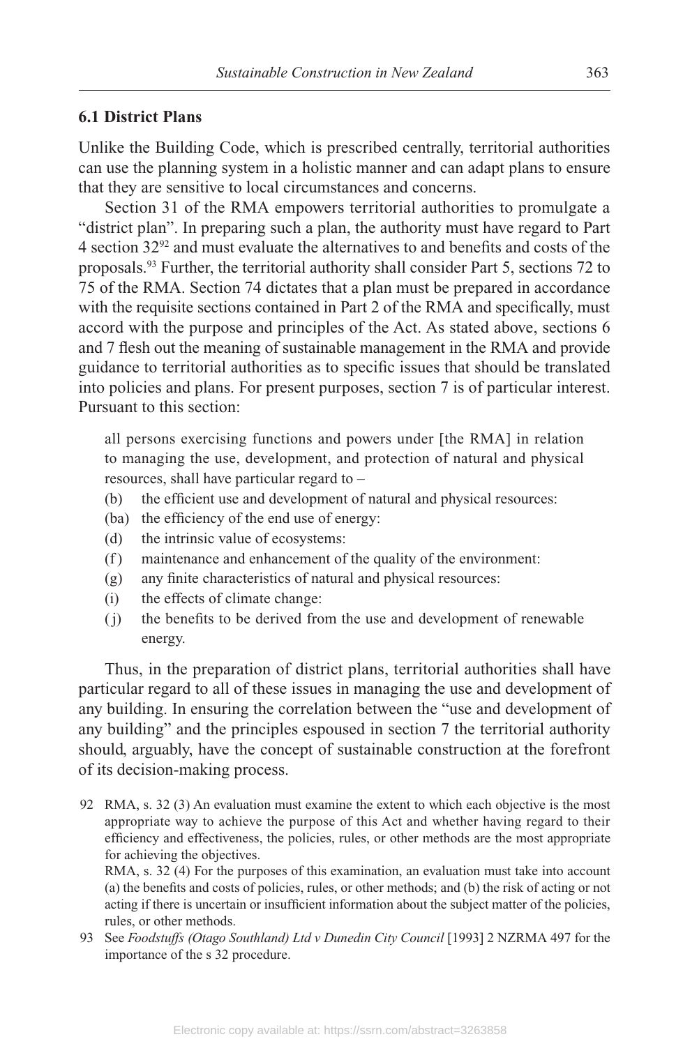### 6.1 District Plans

Unlike the Building Code, which is prescribed centrally, territorial authorities can use the planning system in a holistic manner and can adapt plans to ensure that they are sensitive to local circumstances and concerns.

Section 31 of the RMA empowers territorial authorities to promulgate a "district plan". In preparing such a plan, the authority must have regard to Part 4 section 32[92] and must evaluate the alternatives to and benefits and costs of the proposals.[93] Further, the territorial authority shall consider Part 5, sections 72 to 75 of the RMA. Section 74 dictates that a plan must be prepared in accordance with the requisite sections contained in Part 2 of the RMA and specifically, must accord with the purpose and principles of the Act. As stated above, sections 6 and 7 flesh out the meaning of sustainable management in the RMA and provide guidance to territorial authorities as to specific issues that should be translated into policies and plans. For present purposes, section 7 is of particular interest. Pursuant to this section:

> all persons exercising functions and powers under [the RMA] in relation to managing the use, development, and protection of natural and physical resources, shall have particular regard to –
>
> (b) the efficient use and development of natural and physical resources:
> (ba) the efficiency of the end use of energy:
> (d) the intrinsic value of ecosystems:
> (f) maintenance and enhancement of the quality of the environment:
> (g) any finite characteristics of natural and physical resources:
> (i) the effects of climate change:
> (j) the benefits to be derived from the use and development of renewable energy.

Thus, in the preparation of district plans, territorial authorities shall have particular regard to all of these issues in managing the use and development of any building. In ensuring the correlation between the "use and development of any building" and the principles espoused in section 7 the territorial authority should, arguably, have the concept of sustainable construction at the forefront of its decision-making process.

92 RMA, s. 32 (3) An evaluation must examine the extent to which each objective is the most appropriate way to achieve the purpose of this Act and whether having regard to their efficiency and effectiveness, the policies, rules, or other methods are the most appropriate for achieving the objectives.
RMA, s. 32 (4) For the purposes of this examination, an evaluation must take into account (a) the benefits and costs of policies, rules, or other methods; and (b) the risk of acting or not acting if there is uncertain or insufficient information about the subject matter of the policies, rules, or other methods.

93 See *Foodstuffs (Otago Southland) Ltd v Dunedin City Council* [1993] 2 NZRMA 497 for the importance of the s 32 procedure.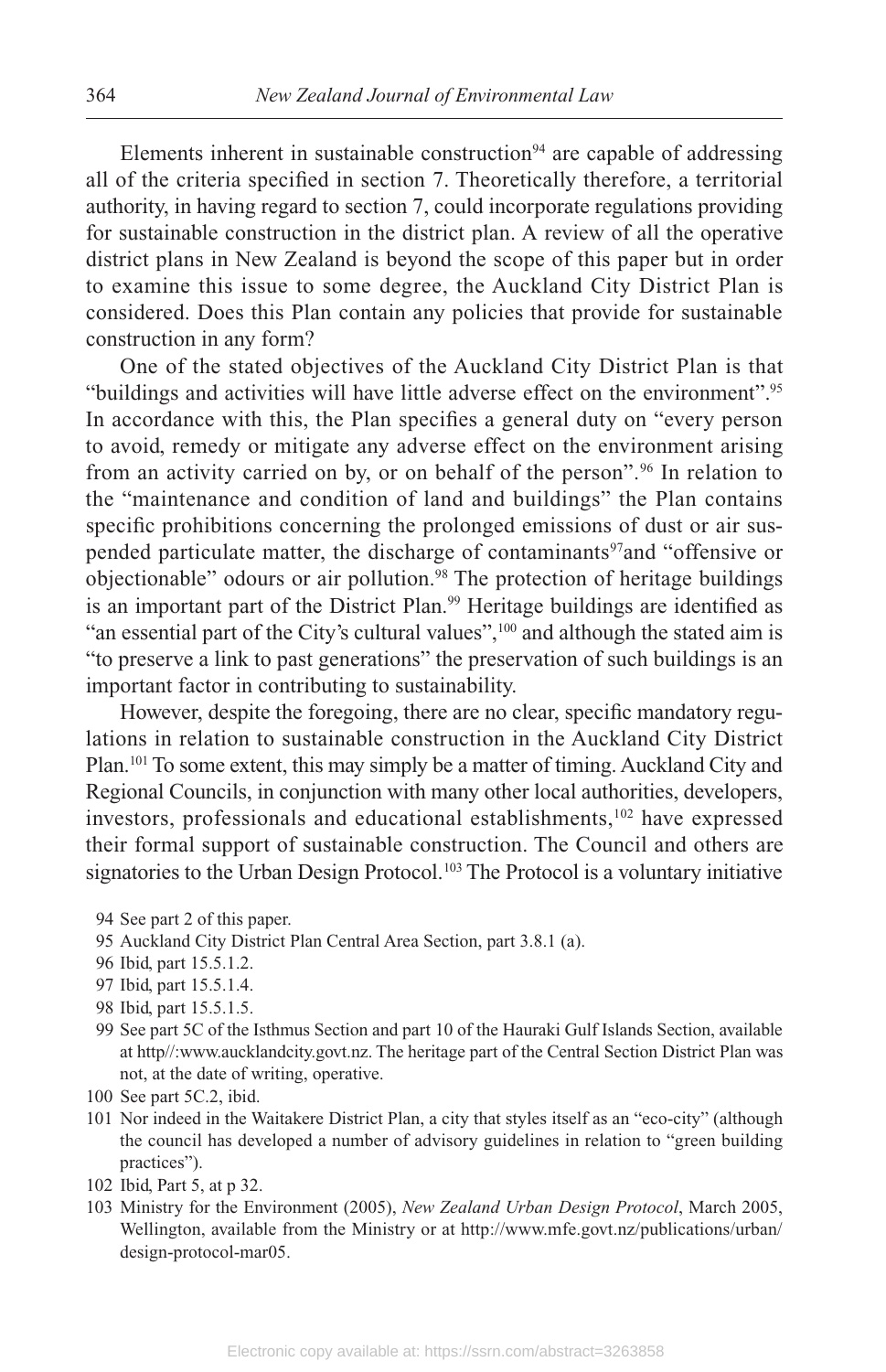Elements inherent in sustainable construction[94] are capable of addressing all of the criteria specified in section 7. Theoretically therefore, a territorial authority, in having regard to section 7, could incorporate regulations providing for sustainable construction in the district plan. A review of all the operative district plans in New Zealand is beyond the scope of this paper but in order to examine this issue to some degree, the Auckland City District Plan is considered. Does this Plan contain any policies that provide for sustainable construction in any form?

One of the stated objectives of the Auckland City District Plan is that "buildings and activities will have little adverse effect on the environment".[95] In accordance with this, the Plan specifies a general duty on "every person to avoid, remedy or mitigate any adverse effect on the environment arising from an activity carried on by, or on behalf of the person".[96] In relation to the "maintenance and condition of land and buildings" the Plan contains specific prohibitions concerning the prolonged emissions of dust or air suspended particulate matter, the discharge of contaminants[97] and "offensive or objectionable" odours or air pollution.[98] The protection of heritage buildings is an important part of the District Plan.[99] Heritage buildings are identified as "an essential part of the City's cultural values",[100] and although the stated aim is "to preserve a link to past generations" the preservation of such buildings is an important factor in contributing to sustainability.

However, despite the foregoing, there are no clear, specific mandatory regulations in relation to sustainable construction in the Auckland City District Plan.[101] To some extent, this may simply be a matter of timing. Auckland City and Regional Councils, in conjunction with many other local authorities, developers, investors, professionals and educational establishments,[102] have expressed their formal support of sustainable construction. The Council and others are signatories to the Urban Design Protocol.[103] The Protocol is a voluntary initiative

94 See part 2 of this paper.

95 Auckland City District Plan Central Area Section, part 3.8.1 (a).

96 Ibid, part 15.5.1.2.

97 Ibid, part 15.5.1.4.

98 Ibid, part 15.5.1.5.

99 See part 5C of the Isthmus Section and part 10 of the Hauraki Gulf Islands Section, available at http//:www.aucklandcity.govt.nz. The heritage part of the Central Section District Plan was not, at the date of writing, operative.

100 See part 5C.2, ibid.

101 Nor indeed in the Waitakere District Plan, a city that styles itself as an "eco-city" (although the council has developed a number of advisory guidelines in relation to "green building practices").

102 Ibid, Part 5, at p 32.

103 Ministry for the Environment (2005), *New Zealand Urban Design Protocol*, March 2005, Wellington, available from the Ministry or at http://www.mfe.govt.nz/publications/urban/design-protocol-mar05.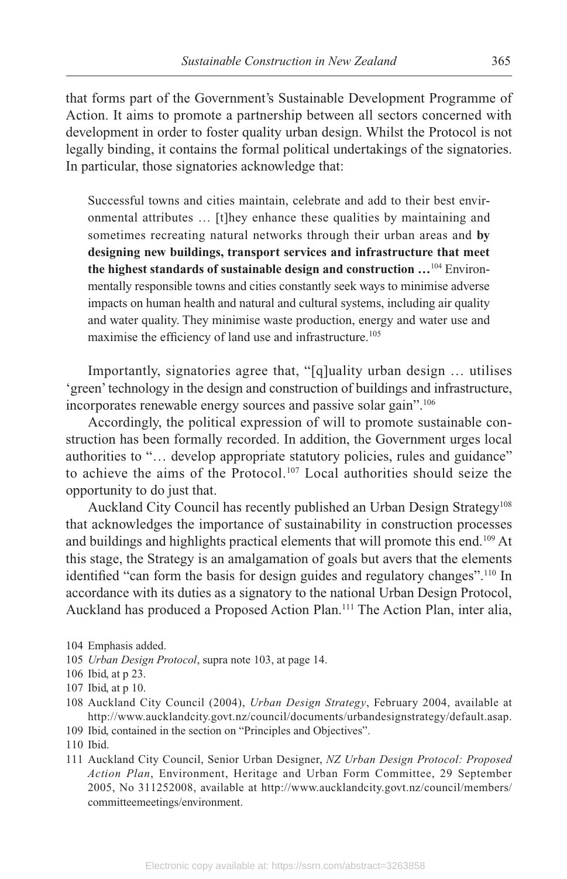that forms part of the Government's Sustainable Development Programme of Action. It aims to promote a partnership between all sectors concerned with development in order to foster quality urban design. Whilst the Protocol is not legally binding, it contains the formal political undertakings of the signatories. In particular, those signatories acknowledge that:

> Successful towns and cities maintain, celebrate and add to their best environmental attributes … [t]hey enhance these qualities by maintaining and sometimes recreating natural networks through their urban areas and **by designing new buildings, transport services and infrastructure that meet the highest standards of sustainable design and construction …**[104] Environmentally responsible towns and cities constantly seek ways to minimise adverse impacts on human health and natural and cultural systems, including air quality and water quality. They minimise waste production, energy and water use and maximise the efficiency of land use and infrastructure.[105]

Importantly, signatories agree that, "[q]uality urban design … utilises 'green' technology in the design and construction of buildings and infrastructure, incorporates renewable energy sources and passive solar gain".[106]

Accordingly, the political expression of will to promote sustainable construction has been formally recorded. In addition, the Government urges local authorities to "… develop appropriate statutory policies, rules and guidance" to achieve the aims of the Protocol.[107] Local authorities should seize the opportunity to do just that.

Auckland City Council has recently published an Urban Design Strategy[108] that acknowledges the importance of sustainability in construction processes and buildings and highlights practical elements that will promote this end.[109] At this stage, the Strategy is an amalgamation of goals but avers that the elements identified "can form the basis for design guides and regulatory changes".[110] In accordance with its duties as a signatory to the national Urban Design Protocol, Auckland has produced a Proposed Action Plan.[111] The Action Plan, inter alia,

104 Emphasis added.

105 *Urban Design Protocol*, supra note 103, at page 14.

106 Ibid, at p 23.

107 Ibid, at p 10.

108 Auckland City Council (2004), *Urban Design Strategy*, February 2004, available at http://www.aucklandcity.govt.nz/council/documents/urbandesignstrategy/default.asap.

109 Ibid, contained in the section on "Principles and Objectives".

110 Ibid.

111 Auckland City Council, Senior Urban Designer, *NZ Urban Design Protocol: Proposed Action Plan*, Environment, Heritage and Urban Form Committee, 29 September 2005, No 311252008, available at http://www.aucklandcity.govt.nz/council/members/committeemeetings/environment.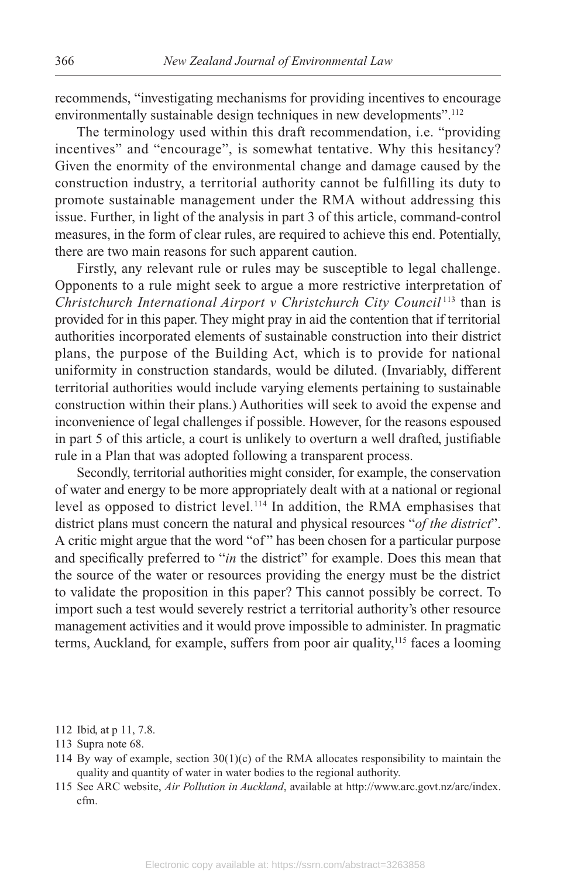recommends, "investigating mechanisms for providing incentives to encourage environmentally sustainable design techniques in new developments".[112]

The terminology used within this draft recommendation, i.e. "providing incentives" and "encourage", is somewhat tentative. Why this hesitancy? Given the enormity of the environmental change and damage caused by the construction industry, a territorial authority cannot be fulfilling its duty to promote sustainable management under the RMA without addressing this issue. Further, in light of the analysis in part 3 of this article, command-control measures, in the form of clear rules, are required to achieve this end. Potentially, there are two main reasons for such apparent caution.

Firstly, any relevant rule or rules may be susceptible to legal challenge. Opponents to a rule might seek to argue a more restrictive interpretation of *Christchurch International Airport v Christchurch City Council*[113] than is provided for in this paper. They might pray in aid the contention that if territorial authorities incorporated elements of sustainable construction into their district plans, the purpose of the Building Act, which is to provide for national uniformity in construction standards, would be diluted. (Invariably, different territorial authorities would include varying elements pertaining to sustainable construction within their plans.) Authorities will seek to avoid the expense and inconvenience of legal challenges if possible. However, for the reasons espoused in part 5 of this article, a court is unlikely to overturn a well drafted, justifiable rule in a Plan that was adopted following a transparent process.

Secondly, territorial authorities might consider, for example, the conservation of water and energy to be more appropriately dealt with at a national or regional level as opposed to district level.[114] In addition, the RMA emphasises that district plans must concern the natural and physical resources "*of the district*". A critic might argue that the word "of" has been chosen for a particular purpose and specifically preferred to "*in* the district" for example. Does this mean that the source of the water or resources providing the energy must be the district to validate the proposition in this paper? This cannot possibly be correct. To import such a test would severely restrict a territorial authority's other resource management activities and it would prove impossible to administer. In pragmatic terms, Auckland, for example, suffers from poor air quality,[115] faces a looming

112 Ibid, at p 11, 7.8.

113 Supra note 68.

114 By way of example, section 30(1)(c) of the RMA allocates responsibility to maintain the quality and quantity of water in water bodies to the regional authority.

115 See ARC website, *Air Pollution in Auckland*, available at http://www.arc.govt.nz/arc/index.cfm.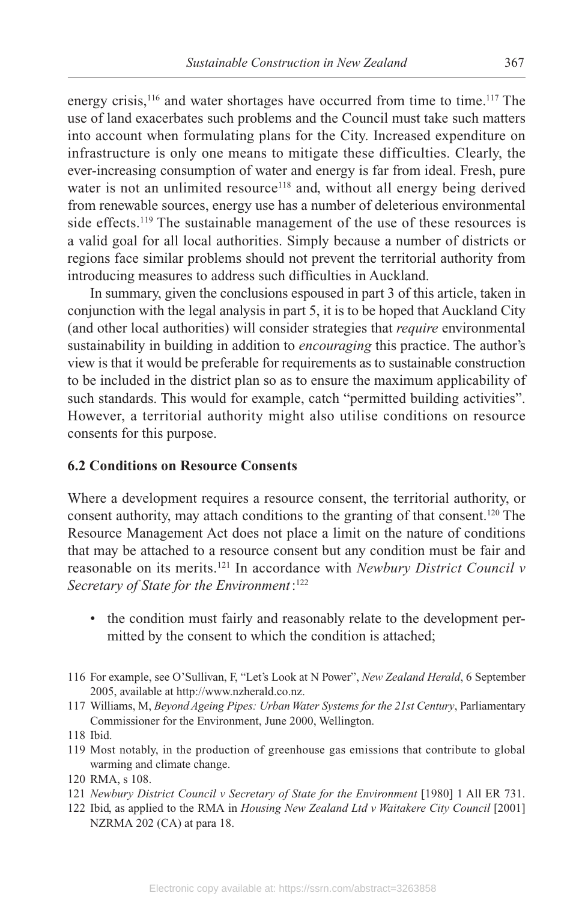energy crisis,[116] and water shortages have occurred from time to time.[117] The use of land exacerbates such problems and the Council must take such matters into account when formulating plans for the City. Increased expenditure on infrastructure is only one means to mitigate these difficulties. Clearly, the ever-increasing consumption of water and energy is far from ideal. Fresh, pure water is not an unlimited resource[118] and, without all energy being derived from renewable sources, energy use has a number of deleterious environmental side effects.[119] The sustainable management of the use of these resources is a valid goal for all local authorities. Simply because a number of districts or regions face similar problems should not prevent the territorial authority from introducing measures to address such difficulties in Auckland.

In summary, given the conclusions espoused in part 3 of this article, taken in conjunction with the legal analysis in part 5, it is to be hoped that Auckland City (and other local authorities) will consider strategies that *require* environmental sustainability in building in addition to *encouraging* this practice. The author's view is that it would be preferable for requirements as to sustainable construction to be included in the district plan so as to ensure the maximum applicability of such standards. This would for example, catch "permitted building activities". However, a territorial authority might also utilise conditions on resource consents for this purpose.

### 6.2 Conditions on Resource Consents

Where a development requires a resource consent, the territorial authority, or consent authority, may attach conditions to the granting of that consent.[120] The Resource Management Act does not place a limit on the nature of conditions that may be attached to a resource consent but any condition must be fair and reasonable on its merits.[121] In accordance with *Newbury District Council v Secretary of State for the Environment*:[122]

- the condition must fairly and reasonably relate to the development permitted by the consent to which the condition is attached;

---

116 For example, see O'Sullivan, F, "Let's Look at N Power", *New Zealand Herald*, 6 September 2005, available at http://www.nzherald.co.nz.

117 Williams, M, *Beyond Ageing Pipes: Urban Water Systems for the 21st Century*, Parliamentary Commissioner for the Environment, June 2000, Wellington.

118 Ibid.

119 Most notably, in the production of greenhouse gas emissions that contribute to global warming and climate change.

120 RMA, s 108.

121 *Newbury District Council v Secretary of State for the Environment* [1980] 1 All ER 731.

122 Ibid, as applied to the RMA in *Housing New Zealand Ltd v Waitakere City Council* [2001] NZRMA 202 (CA) at para 18.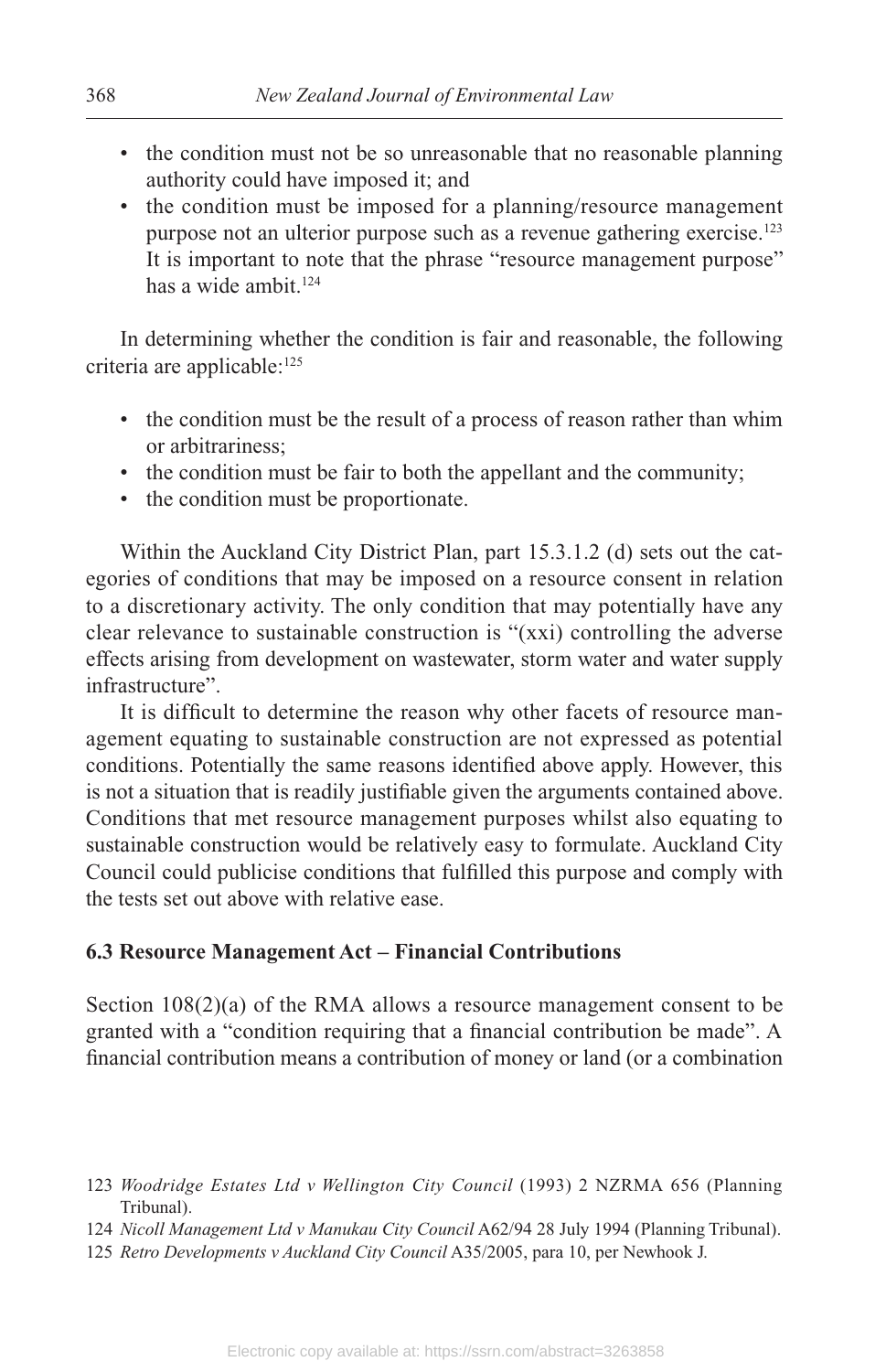- the condition must not be so unreasonable that no reasonable planning authority could have imposed it; and
- the condition must be imposed for a planning/resource management purpose not an ulterior purpose such as a revenue gathering exercise.[123] It is important to note that the phrase "resource management purpose" has a wide ambit.[124]

In determining whether the condition is fair and reasonable, the following criteria are applicable:[125]

- the condition must be the result of a process of reason rather than whim or arbitrariness;
- the condition must be fair to both the appellant and the community;
- the condition must be proportionate.

Within the Auckland City District Plan, part 15.3.1.2 (d) sets out the categories of conditions that may be imposed on a resource consent in relation to a discretionary activity. The only condition that may potentially have any clear relevance to sustainable construction is "(xxi) controlling the adverse effects arising from development on wastewater, storm water and water supply infrastructure".

It is difficult to determine the reason why other facets of resource management equating to sustainable construction are not expressed as potential conditions. Potentially the same reasons identified above apply. However, this is not a situation that is readily justifiable given the arguments contained above. Conditions that met resource management purposes whilst also equating to sustainable construction would be relatively easy to formulate. Auckland City Council could publicise conditions that fulfilled this purpose and comply with the tests set out above with relative ease.

### 6.3 Resource Management Act – Financial Contributions

Section 108(2)(a) of the RMA allows a resource management consent to be granted with a "condition requiring that a financial contribution be made". A financial contribution means a contribution of money or land (or a combination

---

123 *Woodridge Estates Ltd v Wellington City Council* (1993) 2 NZRMA 656 (Planning Tribunal).

124 *Nicoll Management Ltd v Manukau City Council* A62/94 28 July 1994 (Planning Tribunal).

125 *Retro Developments v Auckland City Council* A35/2005, para 10, per Newhook J.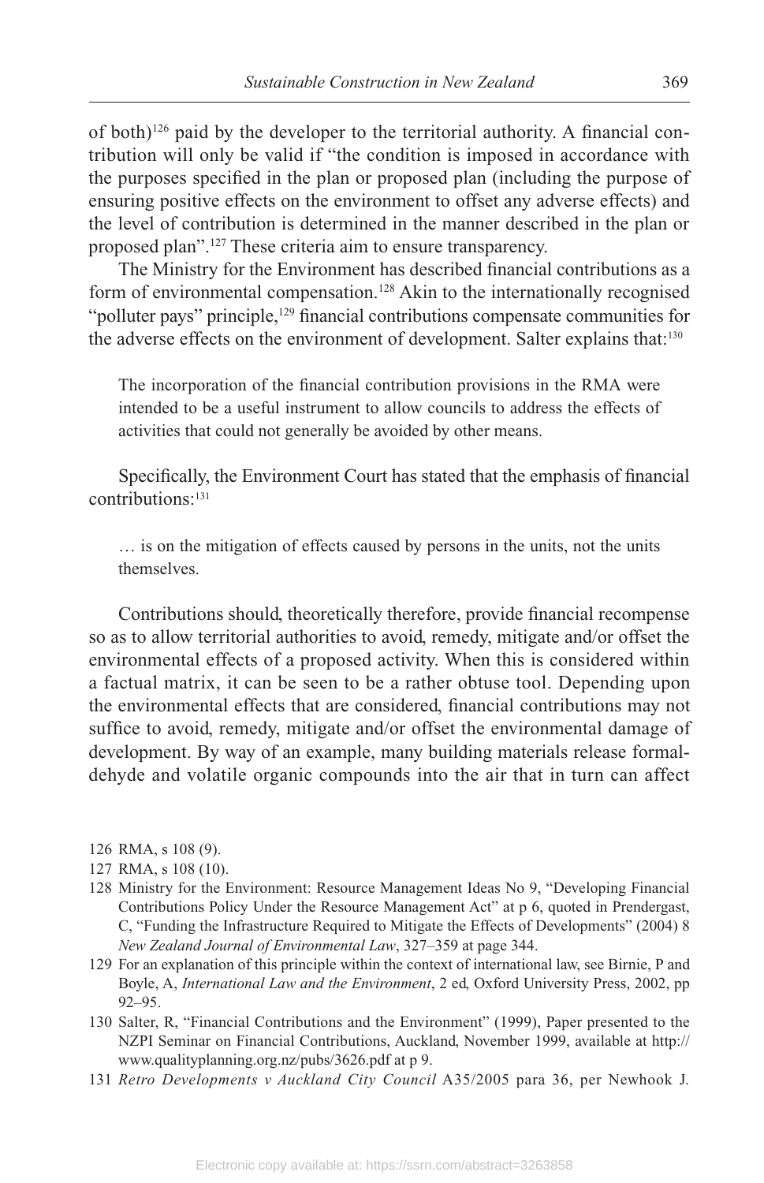of both)[126] paid by the developer to the territorial authority. A financial contribution will only be valid if "the condition is imposed in accordance with the purposes specified in the plan or proposed plan (including the purpose of ensuring positive effects on the environment to offset any adverse effects) and the level of contribution is determined in the manner described in the plan or proposed plan".[127] These criteria aim to ensure transparency.

The Ministry for the Environment has described financial contributions as a form of environmental compensation.[128] Akin to the internationally recognised "polluter pays" principle,[129] financial contributions compensate communities for the adverse effects on the environment of development. Salter explains that:[130]

> The incorporation of the financial contribution provisions in the RMA were intended to be a useful instrument to allow councils to address the effects of activities that could not generally be avoided by other means.

Specifically, the Environment Court has stated that the emphasis of financial contributions:[131]

> … is on the mitigation of effects caused by persons in the units, not the units themselves.

Contributions should, theoretically therefore, provide financial recompense so as to allow territorial authorities to avoid, remedy, mitigate and/or offset the environmental effects of a proposed activity. When this is considered within a factual matrix, it can be seen to be a rather obtuse tool. Depending upon the environmental effects that are considered, financial contributions may not suffice to avoid, remedy, mitigate and/or offset the environmental damage of development. By way of an example, many building materials release formaldehyde and volatile organic compounds into the air that in turn can affect

---

126 RMA, s 108 (9).

127 RMA, s 108 (10).

128 Ministry for the Environment: Resource Management Ideas No 9, "Developing Financial Contributions Policy Under the Resource Management Act" at p 6, quoted in Prendergast, C, "Funding the Infrastructure Required to Mitigate the Effects of Developments" (2004) 8 *New Zealand Journal of Environmental Law*, 327–359 at page 344.

129 For an explanation of this principle within the context of international law, see Birnie, P and Boyle, A, *International Law and the Environment*, 2 ed, Oxford University Press, 2002, pp 92–95.

130 Salter, R, "Financial Contributions and the Environment" (1999), Paper presented to the NZPI Seminar on Financial Contributions, Auckland, November 1999, available at http://www.qualityplanning.org.nz/pubs/3626.pdf at p 9.

131 *Retro Developments v Auckland City Council* A35/2005 para 36, per Newhook J.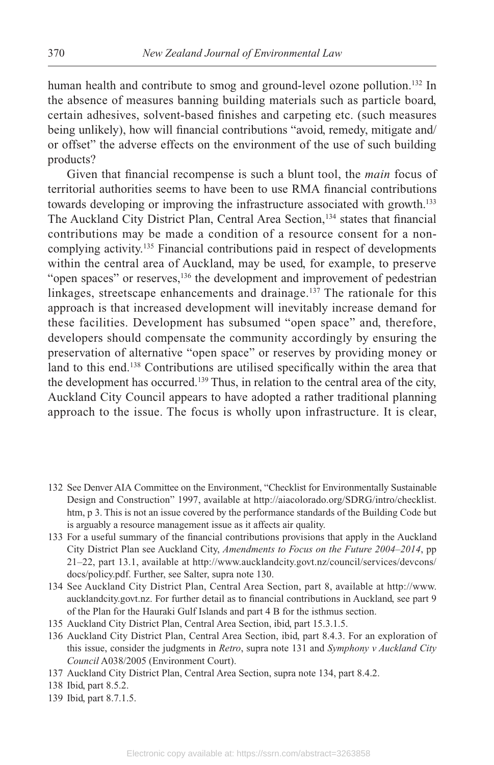human health and contribute to smog and ground-level ozone pollution.[132] In the absence of measures banning building materials such as particle board, certain adhesives, solvent-based finishes and carpeting etc. (such measures being unlikely), how will financial contributions "avoid, remedy, mitigate and/or offset" the adverse effects on the environment of the use of such building products?

Given that financial recompense is such a blunt tool, the *main* focus of territorial authorities seems to have been to use RMA financial contributions towards developing or improving the infrastructure associated with growth.[133] The Auckland City District Plan, Central Area Section,[134] states that financial contributions may be made a condition of a resource consent for a non-complying activity.[135] Financial contributions paid in respect of developments within the central area of Auckland, may be used, for example, to preserve "open spaces" or reserves,[136] the development and improvement of pedestrian linkages, streetscape enhancements and drainage.[137] The rationale for this approach is that increased development will inevitably increase demand for these facilities. Development has subsumed "open space" and, therefore, developers should compensate the community accordingly by ensuring the preservation of alternative "open space" or reserves by providing money or land to this end.[138] Contributions are utilised specifically within the area that the development has occurred.[139] Thus, in relation to the central area of the city, Auckland City Council appears to have adopted a rather traditional planning approach to the issue. The focus is wholly upon infrastructure. It is clear,

132 See Denver AIA Committee on the Environment, "Checklist for Environmentally Sustainable Design and Construction" 1997, available at http://aiacolorado.org/SDRG/intro/checklist.htm, p 3. This is not an issue covered by the performance standards of the Building Code but is arguably a resource management issue as it affects air quality.

133 For a useful summary of the financial contributions provisions that apply in the Auckland City District Plan see Auckland City, *Amendments to Focus on the Future 2004–2014*, pp 21–22, part 13.1, available at http://www.aucklandcity.govt.nz/council/services/devcons/docs/policy.pdf. Further, see Salter, supra note 130.

134 See Auckland City District Plan, Central Area Section, part 8, available at http://www.aucklandcity.govt.nz. For further detail as to financial contributions in Auckland, see part 9 of the Plan for the Hauraki Gulf Islands and part 4 B for the isthmus section.

135 Auckland City District Plan, Central Area Section, ibid, part 15.3.1.5.

136 Auckland City District Plan, Central Area Section, ibid, part 8.4.3. For an exploration of this issue, consider the judgments in *Retro*, supra note 131 and *Symphony v Auckland City Council* A038/2005 (Environment Court).

137 Auckland City District Plan, Central Area Section, supra note 134, part 8.4.2.

138 Ibid, part 8.5.2.

139 Ibid, part 8.7.1.5.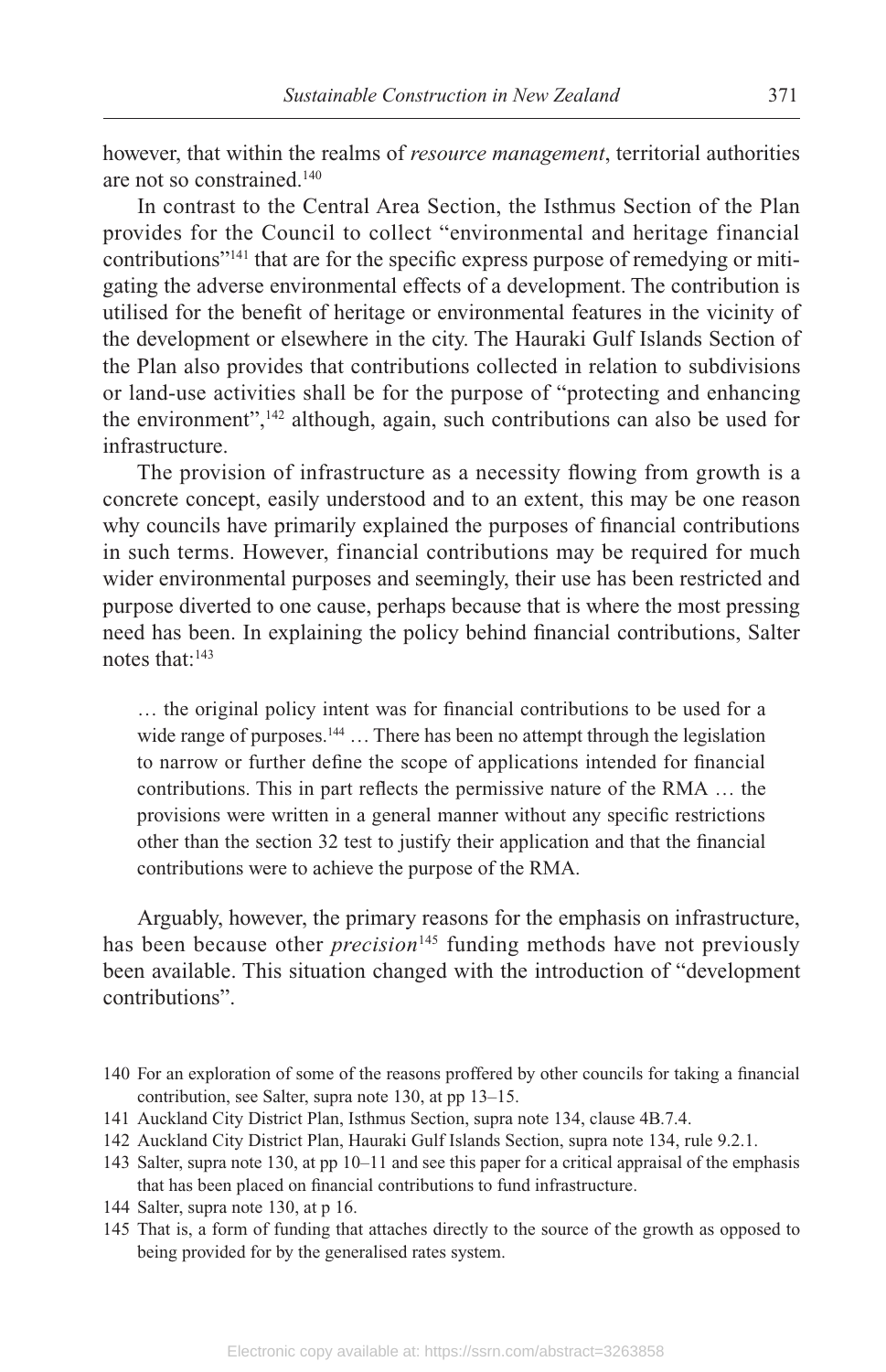however, that within the realms of *resource management*, territorial authorities are not so constrained.[140]

In contrast to the Central Area Section, the Isthmus Section of the Plan provides for the Council to collect "environmental and heritage financial contributions"[141] that are for the specific express purpose of remedying or mitigating the adverse environmental effects of a development. The contribution is utilised for the benefit of heritage or environmental features in the vicinity of the development or elsewhere in the city. The Hauraki Gulf Islands Section of the Plan also provides that contributions collected in relation to subdivisions or land-use activities shall be for the purpose of "protecting and enhancing the environment",[142] although, again, such contributions can also be used for infrastructure.

The provision of infrastructure as a necessity flowing from growth is a concrete concept, easily understood and to an extent, this may be one reason why councils have primarily explained the purposes of financial contributions in such terms. However, financial contributions may be required for much wider environmental purposes and seemingly, their use has been restricted and purpose diverted to one cause, perhaps because that is where the most pressing need has been. In explaining the policy behind financial contributions, Salter notes that:[143]

> … the original policy intent was for financial contributions to be used for a wide range of purposes.[144] … There has been no attempt through the legislation to narrow or further define the scope of applications intended for financial contributions. This in part reflects the permissive nature of the RMA … the provisions were written in a general manner without any specific restrictions other than the section 32 test to justify their application and that the financial contributions were to achieve the purpose of the RMA.

Arguably, however, the primary reasons for the emphasis on infrastructure, has been because other *precision*[145] funding methods have not previously been available. This situation changed with the introduction of "development contributions".

140 For an exploration of some of the reasons proffered by other councils for taking a financial contribution, see Salter, supra note 130, at pp 13–15.

141 Auckland City District Plan, Isthmus Section, supra note 134, clause 4B.7.4.

142 Auckland City District Plan, Hauraki Gulf Islands Section, supra note 134, rule 9.2.1.

143 Salter, supra note 130, at pp 10–11 and see this paper for a critical appraisal of the emphasis that has been placed on financial contributions to fund infrastructure.

144 Salter, supra note 130, at p 16.

145 That is, a form of funding that attaches directly to the source of the growth as opposed to being provided for by the generalised rates system.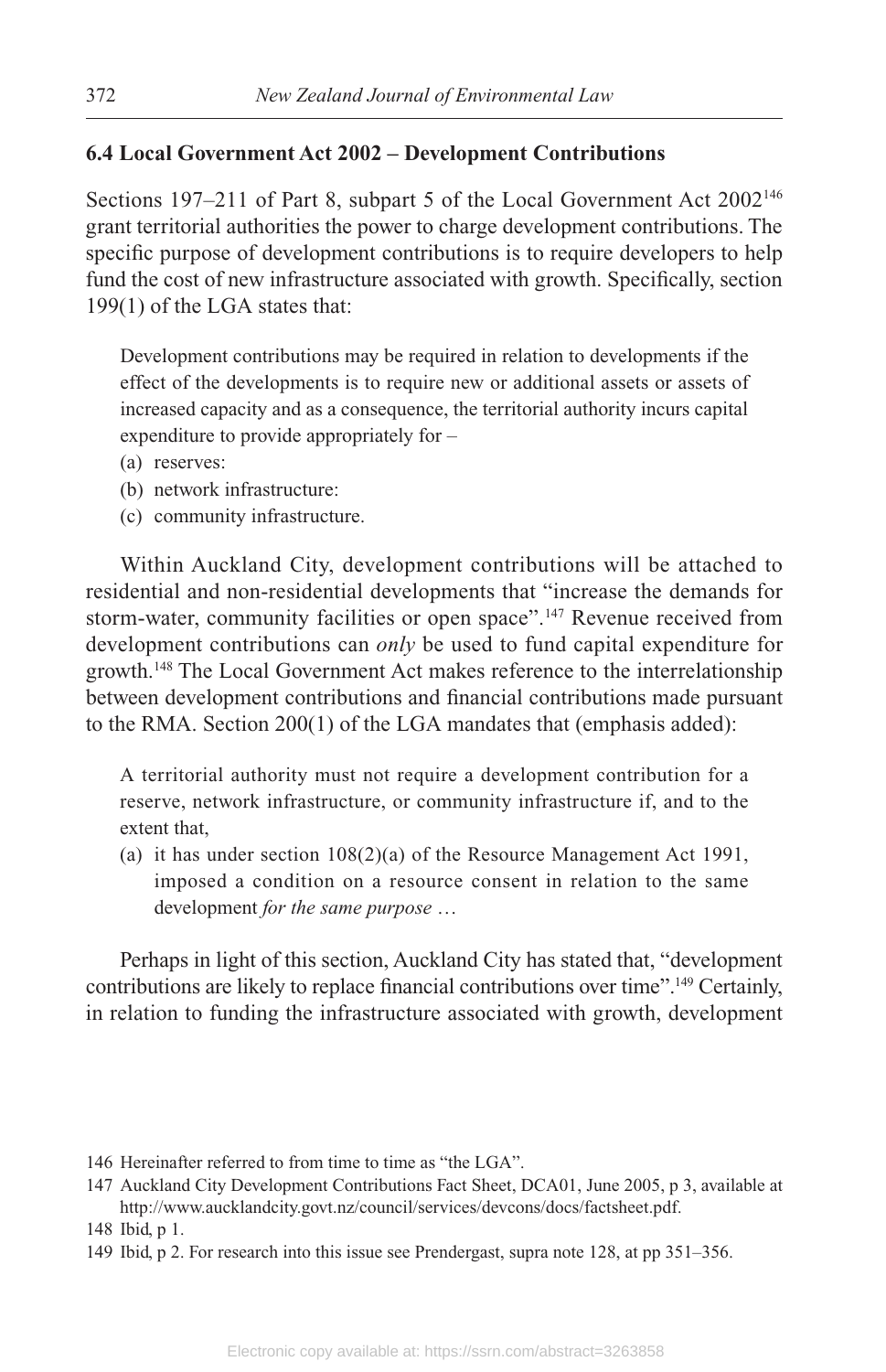### 6.4 Local Government Act 2002 – Development Contributions

Sections 197–211 of Part 8, subpart 5 of the Local Government Act 2002[146] grant territorial authorities the power to charge development contributions. The specific purpose of development contributions is to require developers to help fund the cost of new infrastructure associated with growth. Specifically, section 199(1) of the LGA states that:

> Development contributions may be required in relation to developments if the effect of the developments is to require new or additional assets or assets of increased capacity and as a consequence, the territorial authority incurs capital expenditure to provide appropriately for –
>
> (a) reserves:
>
> (b) network infrastructure:
>
> (c) community infrastructure.

Within Auckland City, development contributions will be attached to residential and non-residential developments that "increase the demands for storm-water, community facilities or open space".[147] Revenue received from development contributions can *only* be used to fund capital expenditure for growth.[148] The Local Government Act makes reference to the interrelationship between development contributions and financial contributions made pursuant to the RMA. Section 200(1) of the LGA mandates that (emphasis added):

> A territorial authority must not require a development contribution for a reserve, network infrastructure, or community infrastructure if, and to the extent that,
>
> (a) it has under section 108(2)(a) of the Resource Management Act 1991, imposed a condition on a resource consent in relation to the same development *for the same purpose* …

Perhaps in light of this section, Auckland City has stated that, "development contributions are likely to replace financial contributions over time".[149] Certainly, in relation to funding the infrastructure associated with growth, development

146 Hereinafter referred to from time to time as "the LGA".

147 Auckland City Development Contributions Fact Sheet, DCA01, June 2005, p 3, available at http://www.aucklandcity.govt.nz/council/services/devcons/docs/factsheet.pdf.

148 Ibid, p 1.

149 Ibid, p 2. For research into this issue see Prendergast, supra note 128, at pp 351–356.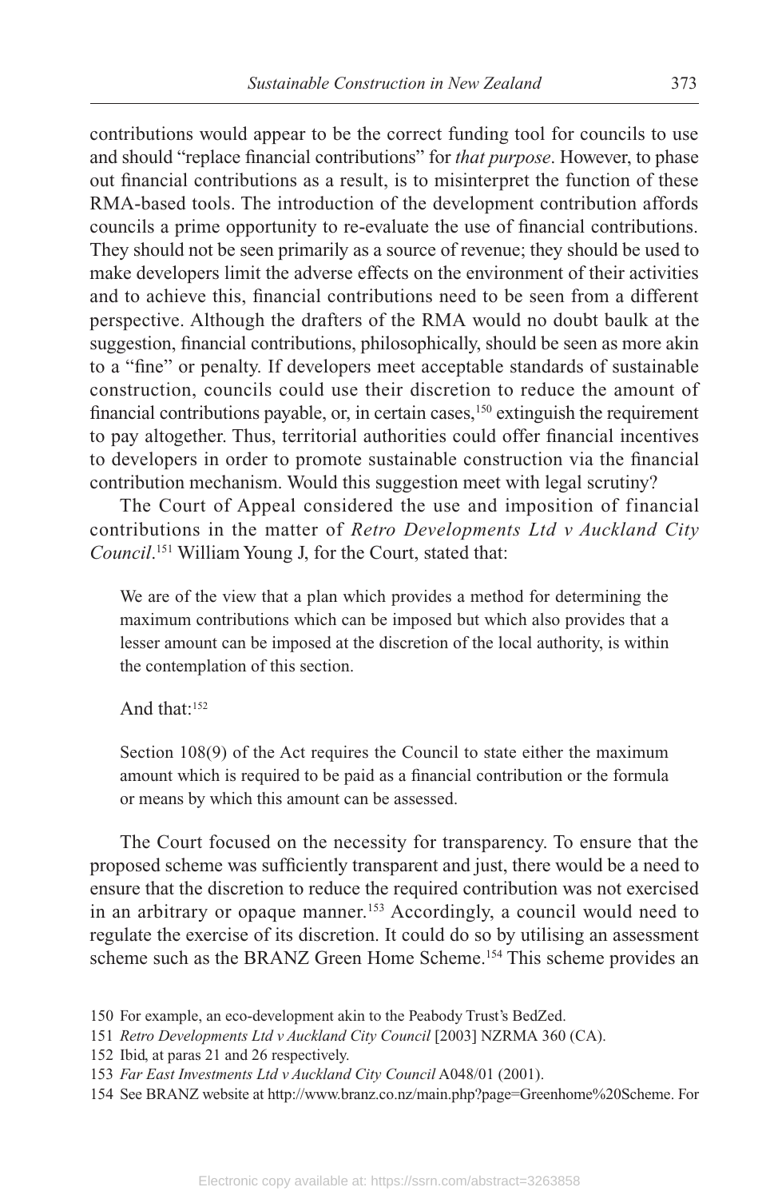contributions would appear to be the correct funding tool for councils to use and should "replace financial contributions" for *that purpose*. However, to phase out financial contributions as a result, is to misinterpret the function of these RMA-based tools. The introduction of the development contribution affords councils a prime opportunity to re-evaluate the use of financial contributions. They should not be seen primarily as a source of revenue; they should be used to make developers limit the adverse effects on the environment of their activities and to achieve this, financial contributions need to be seen from a different perspective. Although the drafters of the RMA would no doubt baulk at the suggestion, financial contributions, philosophically, should be seen as more akin to a "fine" or penalty. If developers meet acceptable standards of sustainable construction, councils could use their discretion to reduce the amount of financial contributions payable, or, in certain cases,[150] extinguish the requirement to pay altogether. Thus, territorial authorities could offer financial incentives to developers in order to promote sustainable construction via the financial contribution mechanism. Would this suggestion meet with legal scrutiny?

The Court of Appeal considered the use and imposition of financial contributions in the matter of *Retro Developments Ltd v Auckland City Council*.[151] William Young J, for the Court, stated that:

> We are of the view that a plan which provides a method for determining the maximum contributions which can be imposed but which also provides that a lesser amount can be imposed at the discretion of the local authority, is within the contemplation of this section.

And that:[152]

> Section 108(9) of the Act requires the Council to state either the maximum amount which is required to be paid as a financial contribution or the formula or means by which this amount can be assessed.

The Court focused on the necessity for transparency. To ensure that the proposed scheme was sufficiently transparent and just, there would be a need to ensure that the discretion to reduce the required contribution was not exercised in an arbitrary or opaque manner.[153] Accordingly, a council would need to regulate the exercise of its discretion. It could do so by utilising an assessment scheme such as the BRANZ Green Home Scheme.[154] This scheme provides an

150 For example, an eco-development akin to the Peabody Trust's BedZed.

151 *Retro Developments Ltd v Auckland City Council* [2003] NZRMA 360 (CA).

152 Ibid, at paras 21 and 26 respectively.

153 *Far East Investments Ltd v Auckland City Council* A048/01 (2001).

154 See BRANZ website at http://www.branz.co.nz/main.php?page=Greenhome%20Scheme. For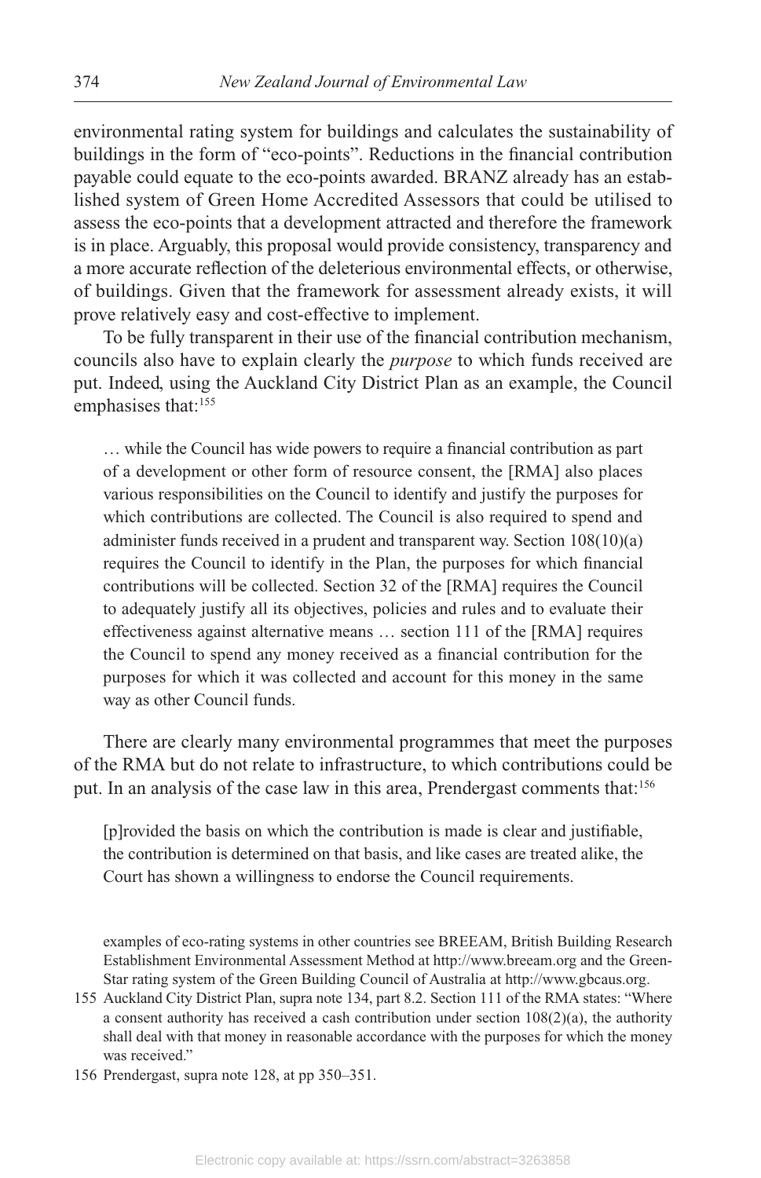environmental rating system for buildings and calculates the sustainability of buildings in the form of "eco-points". Reductions in the financial contribution payable could equate to the eco-points awarded. BRANZ already has an established system of Green Home Accredited Assessors that could be utilised to assess the eco-points that a development attracted and therefore the framework is in place. Arguably, this proposal would provide consistency, transparency and a more accurate reflection of the deleterious environmental effects, or otherwise, of buildings. Given that the framework for assessment already exists, it will prove relatively easy and cost-effective to implement.

To be fully transparent in their use of the financial contribution mechanism, councils also have to explain clearly the *purpose* to which funds received are put. Indeed, using the Auckland City District Plan as an example, the Council emphasises that:[155]

> … while the Council has wide powers to require a financial contribution as part of a development or other form of resource consent, the [RMA] also places various responsibilities on the Council to identify and justify the purposes for which contributions are collected. The Council is also required to spend and administer funds received in a prudent and transparent way. Section 108(10)(a) requires the Council to identify in the Plan, the purposes for which financial contributions will be collected. Section 32 of the [RMA] requires the Council to adequately justify all its objectives, policies and rules and to evaluate their effectiveness against alternative means … section 111 of the [RMA] requires the Council to spend any money received as a financial contribution for the purposes for which it was collected and account for this money in the same way as other Council funds.

There are clearly many environmental programmes that meet the purposes of the RMA but do not relate to infrastructure, to which contributions could be put. In an analysis of the case law in this area, Prendergast comments that:[156]

> [p]rovided the basis on which the contribution is made is clear and justifiable, the contribution is determined on that basis, and like cases are treated alike, the Court has shown a willingness to endorse the Council requirements.

examples of eco-rating systems in other countries see BREEAM, British Building Research Establishment Environmental Assessment Method at http://www.breeam.org and the Green-Star rating system of the Green Building Council of Australia at http://www.gbcaus.org.

155 Auckland City District Plan, supra note 134, part 8.2. Section 111 of the RMA states: "Where a consent authority has received a cash contribution under section 108(2)(a), the authority shall deal with that money in reasonable accordance with the purposes for which the money was received."

156 Prendergast, supra note 128, at pp 350–351.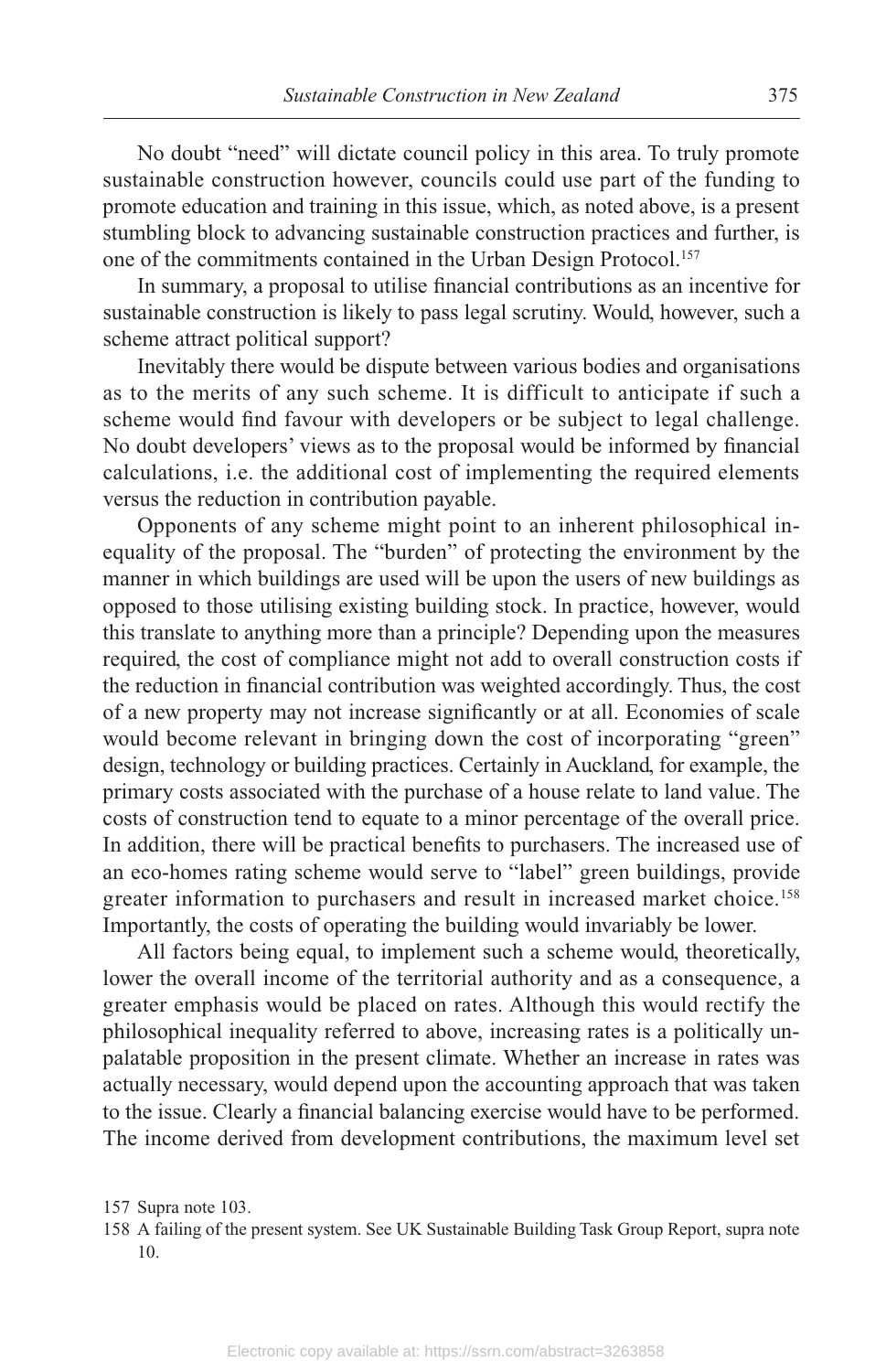No doubt "need" will dictate council policy in this area. To truly promote sustainable construction however, councils could use part of the funding to promote education and training in this issue, which, as noted above, is a present stumbling block to advancing sustainable construction practices and further, is one of the commitments contained in the Urban Design Protocol.[157]

In summary, a proposal to utilise financial contributions as an incentive for sustainable construction is likely to pass legal scrutiny. Would, however, such a scheme attract political support?

Inevitably there would be dispute between various bodies and organisations as to the merits of any such scheme. It is difficult to anticipate if such a scheme would find favour with developers or be subject to legal challenge. No doubt developers' views as to the proposal would be informed by financial calculations, i.e. the additional cost of implementing the required elements versus the reduction in contribution payable.

Opponents of any scheme might point to an inherent philosophical inequality of the proposal. The "burden" of protecting the environment by the manner in which buildings are used will be upon the users of new buildings as opposed to those utilising existing building stock. In practice, however, would this translate to anything more than a principle? Depending upon the measures required, the cost of compliance might not add to overall construction costs if the reduction in financial contribution was weighted accordingly. Thus, the cost of a new property may not increase significantly or at all. Economies of scale would become relevant in bringing down the cost of incorporating "green" design, technology or building practices. Certainly in Auckland, for example, the primary costs associated with the purchase of a house relate to land value. The costs of construction tend to equate to a minor percentage of the overall price. In addition, there will be practical benefits to purchasers. The increased use of an eco-homes rating scheme would serve to "label" green buildings, provide greater information to purchasers and result in increased market choice.[158] Importantly, the costs of operating the building would invariably be lower.

All factors being equal, to implement such a scheme would, theoretically, lower the overall income of the territorial authority and as a consequence, a greater emphasis would be placed on rates. Although this would rectify the philosophical inequality referred to above, increasing rates is a politically unpalatable proposition in the present climate. Whether an increase in rates was actually necessary, would depend upon the accounting approach that was taken to the issue. Clearly a financial balancing exercise would have to be performed. The income derived from development contributions, the maximum level set

157 Supra note 103.

158 A failing of the present system. See UK Sustainable Building Task Group Report, supra note 10.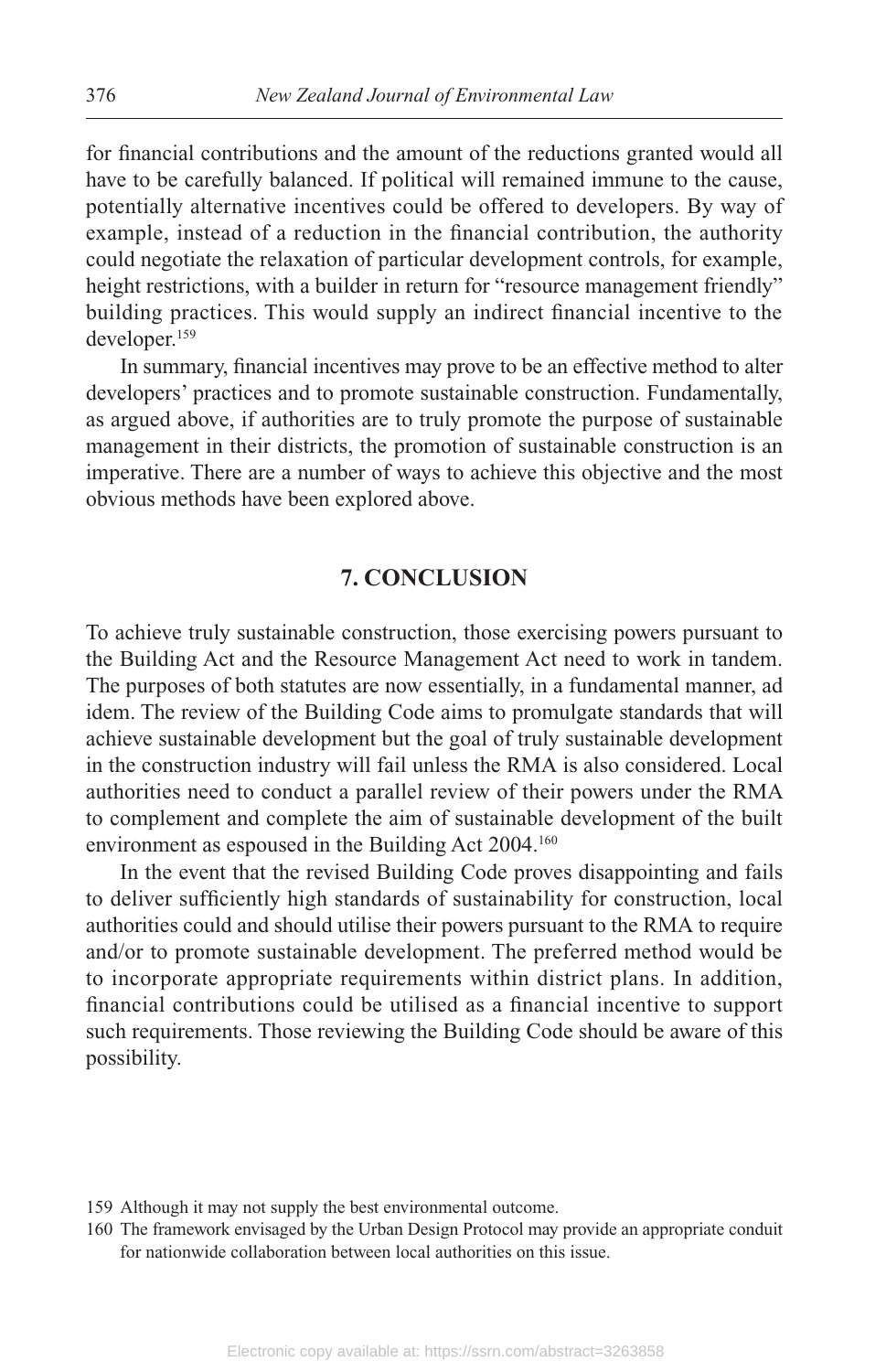for financial contributions and the amount of the reductions granted would all have to be carefully balanced. If political will remained immune to the cause, potentially alternative incentives could be offered to developers. By way of example, instead of a reduction in the financial contribution, the authority could negotiate the relaxation of particular development controls, for example, height restrictions, with a builder in return for "resource management friendly" building practices. This would supply an indirect financial incentive to the developer.[159]

In summary, financial incentives may prove to be an effective method to alter developers' practices and to promote sustainable construction. Fundamentally, as argued above, if authorities are to truly promote the purpose of sustainable management in their districts, the promotion of sustainable construction is an imperative. There are a number of ways to achieve this objective and the most obvious methods have been explored above.

## 7. CONCLUSION

To achieve truly sustainable construction, those exercising powers pursuant to the Building Act and the Resource Management Act need to work in tandem. The purposes of both statutes are now essentially, in a fundamental manner, ad idem. The review of the Building Code aims to promulgate standards that will achieve sustainable development but the goal of truly sustainable development in the construction industry will fail unless the RMA is also considered. Local authorities need to conduct a parallel review of their powers under the RMA to complement and complete the aim of sustainable development of the built environment as espoused in the Building Act 2004.[160]

In the event that the revised Building Code proves disappointing and fails to deliver sufficiently high standards of sustainability for construction, local authorities could and should utilise their powers pursuant to the RMA to require and/or to promote sustainable development. The preferred method would be to incorporate appropriate requirements within district plans. In addition, financial contributions could be utilised as a financial incentive to support such requirements. Those reviewing the Building Code should be aware of this possibility.

159 Although it may not supply the best environmental outcome.

160 The framework envisaged by the Urban Design Protocol may provide an appropriate conduit for nationwide collaboration between local authorities on this issue.